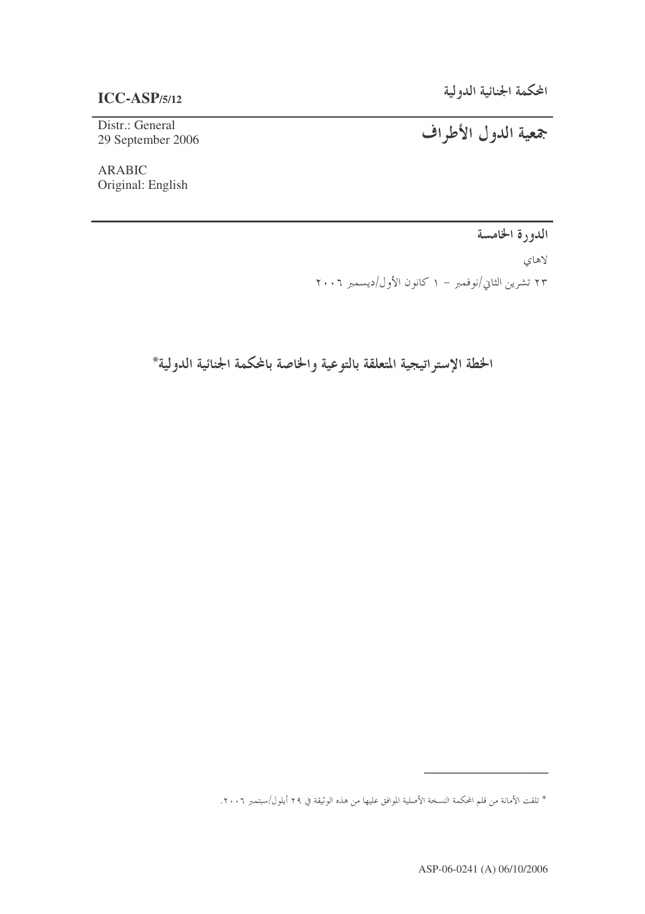**ICC-ASP/5/12**

المحكمة الجنائية الدولية

Distr.: General
29 September 2006

# جمعية الدول الأطراف

ARABIC
Original: English

**الدورة الخامسة**

لاهاي

٢٣ تشرين الثاني/نوفمبر – ١ كانون الأول/ديسمبر ٢٠٠٦

## الخطة الإستراتيجية المتعلقة بالتوعية والخاصة بالمحكمة الجنائية الدولية*

---

* تلقت الأمانة من قلم المحكمة النسخة الأصلية الموافق عليها من هذه الوثيقة في ٢٩ أيلول/سبتمبر ٢٠٠٦.

ASP-06-0241 (A) 06/10/2006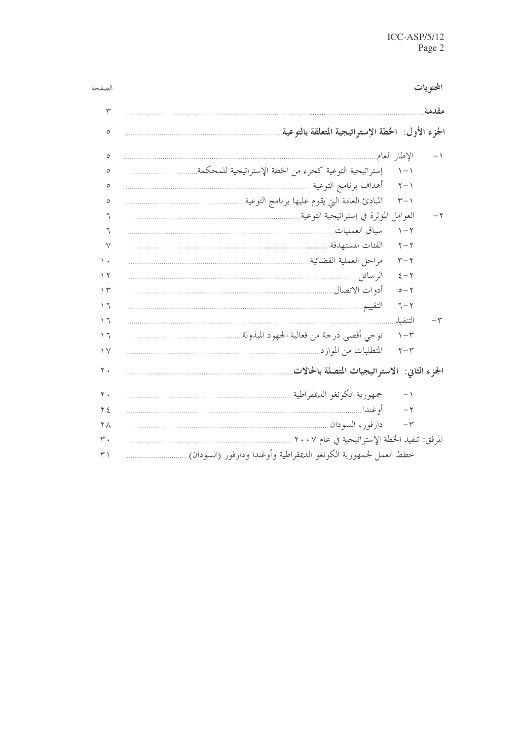## المحتويات

| | الصفحة |
|---|---|
| **مقدمة** | ٣ |
| **الجزء الأول: الخطة الإستراتيجية المتعلقة بالتوعية** | ٥ |
| ١- الإطار العام | ٥ |
| ١-١ إستراتيجية التوعية كجزء من الخطة الإستراتيجية للمحكمة | ٥ |
| ١-٢ أهداف برنامج التوعية | ٥ |
| ١-٣ المبادئ العامة التي يقوم عليها برنامج التوعية | ٥ |
| ٢- العوامل المؤثرة في إستراتيجية التوعية | ٦ |
| ٢-١ سياق العمليات | ٦ |
| ٢-٢ الفئات المستهدفة | ٧ |
| ٢-٣ مراحل العملية القضائية | ١٠ |
| ٢-٤ الرسائل | ١٢ |
| ٢-٥ أدوات الاتصال | ١٣ |
| ٢-٦ التقييم | ١٦ |
| ٣- التنفيذ | ١٦ |
| ٣-١ توخي أقصى درجة من فعالية الجهود المبذولة | ١٦ |
| ٣-٢ المتطلبات من الموارد | ١٧ |
| **الجزء الثاني: الاستراتيجيات المتصلة بالحالات** | ٢٠ |
| ١- جمهورية الكونغو الديمقراطية | ٢٠ |
| ٢- أوغندا | ٢٤ |
| ٣- دارفور، السودان | ٢٨ |
| المرفق: تنفيذ الخطة الإستراتيجية في عام ٢٠٠٧ | ٣٠ |
| خطط العمل لجمهورية الكونغو الديمقراطية وأوغندا ودارفور (السودان) | ٣١ |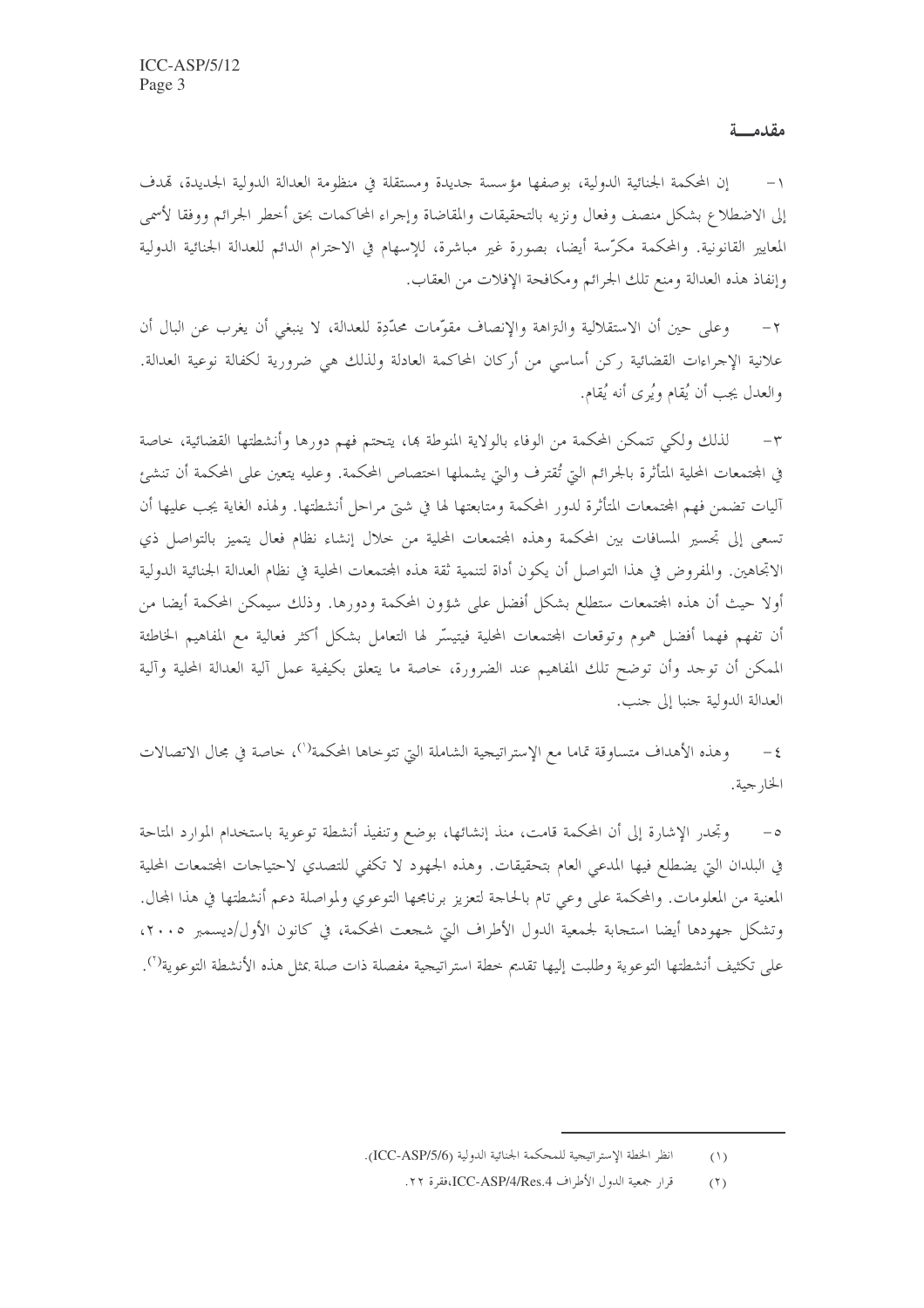## مقدمـــة

١- إن المحكمة الجنائية الدولية، بوصفها مؤسسة جديدة ومستقلة في منظومة العدالة الدولية الجديدة، تهدف إلى الاضطلاع بشكل منصف وفعال ونزيه بالتحقيقات والمقاضاة وإجراء المحاكمات بحق أخطر الجرائم ووفقا لأسمى المعايير القانونية. والمحكمة مكرّسة أيضا، بصورة غير مباشرة، للإسهام في الاحترام الدائم للعدالة الجنائية الدولية وإنفاذ هذه العدالة ومنع تلك الجرائم ومكافحة الإفلات من العقاب.

٢- وعلى حين أن الاستقلالية والنزاهة والإنصاف مقوّمات محدّدة للعدالة، لا ينبغي أن يغرب عن البال أن علانية الإجراءات القضائية ركن أساسي من أركان المحاكمة العادلة ولذلك هي ضرورية لكفالة نوعية العدالة. والعدل يجب أن يُقام ويُرى أنه يُقام.

٣- لذلك ولكي تتمكن المحكمة من الوفاء بالولاية المنوطة بها، يتحتم فهم دورها وأنشطتها القضائية، خاصة في المجتمعات المحلية المتأثرة بالجرائم التي تُقترف والتي يشملها اختصاص المحكمة. وعليه يتعين على المحكمة أن تنشئ آليات تضمن فهم المجتمعات المتأثرة لدور المحكمة ومتابعتها لها في شتى مراحل أنشطتها. ولهذه الغاية يجب عليها أن تسعى إلى تجسير المسافات بين المحكمة وهذه المجتمعات المحلية من خلال إنشاء نظام فعال يتميز بالتواصل ذي الاتجاهين. والمفروض في هذا التواصل أن يكون أداة لتنمية ثقة هذه المجتمعات المحلية في نظام العدالة الجنائية الدولية أولا حيث أن هذه المجتمعات ستطلع بشكل أفضل على شؤون المحكمة ودورها. وذلك سيمكن المحكمة أيضا من أن تفهم فهما أفضل هموم وتوقعات المجتمعات المحلية فيتيسّر لها التعامل بشكل أكثر فعالية مع المفاهيم الخاطئة الممكن أن توجد وأن توضح تلك المفاهيم عند الضرورة، خاصة ما يتعلق بكيفية عمل آلية العدالة المحلية وآلية العدالة الدولية جنبا إلى جنب.

٤- وهذه الأهداف متساوقة تماما مع الإستراتيجية الشاملة التي تتوخاها المحكمة[1]، خاصة في مجال الاتصالات الخارجية.

٥- وتجدر الإشارة إلى أن المحكمة قامت، منذ إنشائها، بوضع وتنفيذ أنشطة توعوية باستخدام الموارد المتاحة في البلدان التي يضطلع فيها المدعي العام بتحقيقات. وهذه الجهود لا تكفي للتصدي لاحتياجات المجتمعات المحلية المعنية من المعلومات. والمحكمة على وعي تام بالحاجة لتعزيز برنامجها التوعوي ولمواصلة دعم أنشطتها في هذا المجال. وتشكل جهودها أيضا استجابة لجمعية الدول الأطراف التي شجعت المحكمة، في كانون الأول/ديسمبر ٢٠٠٥، على تكثيف أنشطتها التوعوية وطلبت إليها تقديم خطة استراتيجية مفصلة ذات صلة بمثل هذه الأنشطة التوعوية[2].

---

(١) انظر الخطة الإستراتيجية للمحكمة الجنائية الدولية (ICC-ASP/5/6).

(٢) قرار جمعية الدول الأطراف ICC-ASP/4/Res.4، فقرة ٢٢.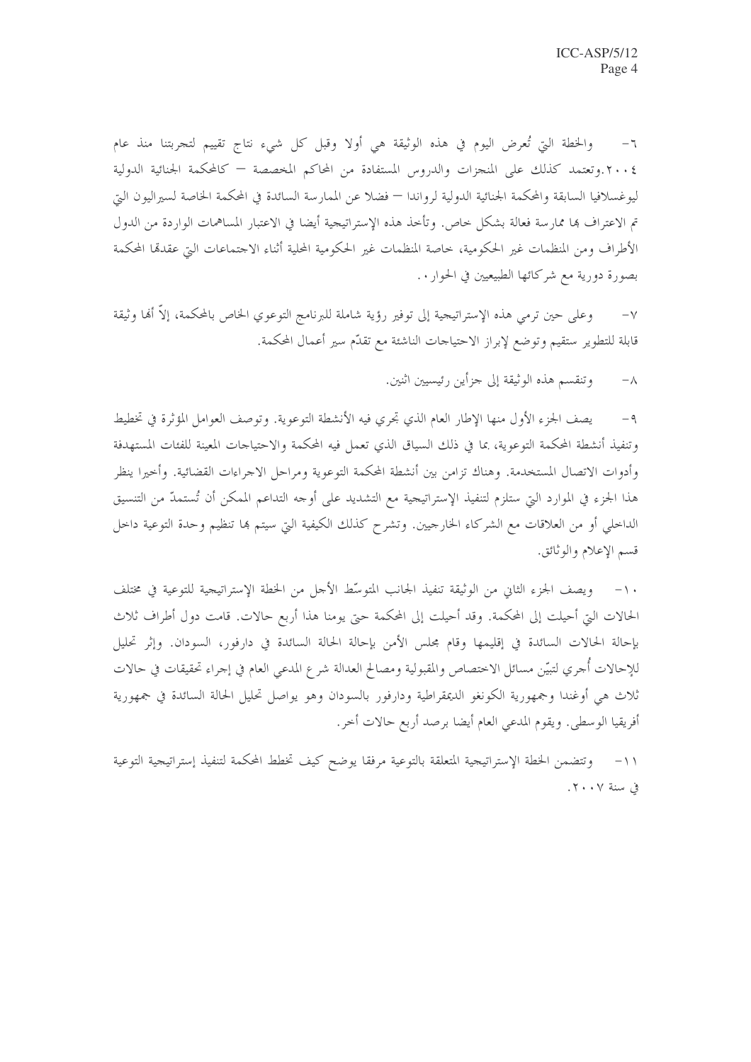٦- والخطة التي تُعرض اليوم في هذه الوثيقة هي أولا وقبل كل شيء نتاج تقييم لتجربتنا منذ عام ٢٠٠٤.وتعتمد كذلك على المنجزات والدروس المستفادة من المحاكم المخصصة — كالمحكمة الجنائية الدولية ليوغسلافيا السابقة والمحكمة الجنائية الدولية لرواندا — فضلا عن الممارسة السائدة في المحكمة الخاصة لسيراليون التي تم الاعتراف بها ممارسة فعالة بشكل خاص. وتأخذ هذه الإستراتيجية أيضا في الاعتبار المساهمات الواردة من الدول الأطراف ومن المنظمات غير الحكومية، خاصة المنظمات غير الحكومية المحلية أثناء الاجتماعات التي عقدتها المحكمة بصورة دورية مع شركائها الطبيعيين في الحوار.

٧- وعلى حين ترمي هذه الإستراتيجية إلى توفير رؤية شاملة للبرنامج التوعوي الخاص بالمحكمة، إلاّ أنها وثيقة قابلة للتطوير ستقيم وتوضع لإبراز الاحتياجات الناشئة مع تقدّم سير أعمال المحكمة.

٨- وتنقسم هذه الوثيقة إلى جزأين رئيسيين اثنين.

٩- يصف الجزء الأول منها الإطار العام الذي تجري فيه الأنشطة التوعوية. وتوصف العوامل المؤثرة في تخطيط وتنفيذ أنشطة المحكمة التوعوية، بما في ذلك السياق الذي تعمل فيه المحكمة والاحتياجات المعينة للفئات المستهدفة وأدوات الاتصال المستخدمة. وهناك تزامن بين أنشطة المحكمة التوعوية ومراحل الاجراءات القضائية. وأخيرا ينظر هذا الجزء في الموارد التي ستلزم لتنفيذ الإستراتيجية مع التشديد على أوجه التداعم الممكن أن تُستمدّ من التنسيق الداخلي أو من العلاقات مع الشركاء الخارجيين. وتشرح كذلك الكيفية التي سيتم بها تنظيم وحدة التوعية داخل قسم الإعلام والوثائق.

١٠- ويصف الجزء الثاني من الوثيقة تنفيذ الجانب المتوسّط الأجل من الخطة الإستراتيجية للتوعية في مختلف الحالات التي أحيلت إلى المحكمة. وقد أحيلت إلى المحكمة حتى يومنا هذا أربع حالات. قامت دول أطراف ثلاث بإحالة الحالات السائدة في إقليمها وقام مجلس الأمن بإحالة الحالة السائدة في دارفور، السودان. وإثر تحليل للإحالات أُجري لتبيّن مسائل الاختصاص والمقبولية ومصالح العدالة شرع المدعي العام في إجراء تحقيقات في حالات ثلاث هي أوغندا وجمهورية الكونغو الديمقراطية ودارفور بالسودان وهو يواصل تحليل الحالة السائدة في جمهورية أفريقيا الوسطى. ويقوم المدعي العام أيضا برصد أربع حالات أخر.

١١- وتتضمن الخطة الإستراتيجية المتعلقة بالتوعية مرفقا يوضح كيف تخطط المحكمة لتنفيذ إستراتيجية التوعية في سنة ٢٠٠٧.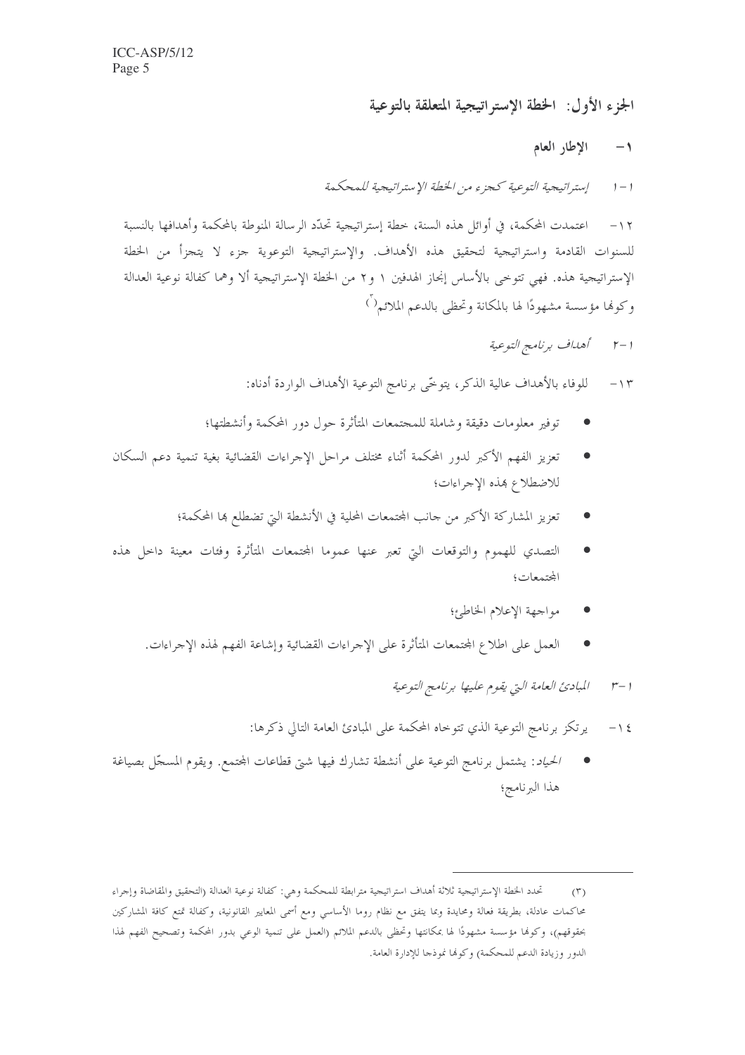## الجزء الأول: الخطة الإستراتيجية المتعلقة بالتوعية

### ١- الإطار العام

#### ١-١ *إستراتيجية التوعية كجزء من الخطة الإستراتيجية للمحكمة*

١٢- اعتمدت المحكمة، في أوائل هذه السنة، خطة إستراتيجية تحدّد الرسالة المنوطة بالمحكمة وأهدافها بالنسبة للسنوات القادمة واستراتيجية لتحقيق هذه الأهداف. والإستراتيجية التوعوية جزء لا يتجزأ من الخطة الإستراتيجية هذه. فهي تتوخى بالأساس إنجاز الهدفين ١ و٢ من الخطة الإستراتيجية ألا وهما كفالة نوعية العدالة وكونها مؤسسة مشهودًا لها بالمكانة وتحظى بالدعم الملائم[٣]

#### ١-٢ *أهداف برنامج التوعية*

١٣- للوفاء بالأهداف عالية الذكر، يتوخّى برنامج التوعية الأهداف الواردة أدناه:

- توفير معلومات دقيقة وشاملة للمجتمعات المتأثرة حول دور المحكمة وأنشطتها؛
- تعزيز الفهم الأكبر لدور المحكمة أثناء مختلف مراحل الإجراءات القضائية بغية تنمية دعم السكان للاضطلاع بهذه الإجراءات؛
- تعزيز المشاركة الأكبر من جانب المجتمعات المحلية في الأنشطة التي تضطلع بها المحكمة؛
- التصدي للهموم والتوقعات التي تعبر عنها عموما المجتمعات المتأثرة وفئات معينة داخل هذه المجتمعات؛
- مواجهة الإعلام الخاطئ؛
- العمل على اطلاع المجتمعات المتأثرة على الإجراءات القضائية وإشاعة الفهم لهذه الإجراءات.

#### ١-٣ *المبادئ العامة التي يقوم عليها برنامج التوعية*

١٤- يرتكز برنامج التوعية الذي تتوخاه المحكمة على المبادئ العامة التالي ذكرها:

- *الحياد*: يشتمل برنامج التوعية على أنشطة تشارك فيها شتى قطاعات المجتمع. ويقوم المسجّل بصياغة هذا البرنامج؛

---

(٣) تحدد الخطة الإستراتيجية ثلاثة أهداف استراتيجية مترابطة للمحكمة وهي: كفالة نوعية العدالة (التحقيق والمقاضاة وإجراء محاكمات عادلة، بطريقة فعالة ومحايدة وبما يتفق مع نظام روما الأساسي ومع أسمى المعايير القانونية، وكفالة تمتع كافة المشاركين بحقوقهم)، وكونها مؤسسة مشهودًا لها بمكانتها وتحظى بالدعم الملائم (العمل على تنمية الوعي بدور المحكمة وتصحيح الفهم لهذا الدور وزيادة الدعم للمحكمة) وكونها نموذجا للإدارة العامة.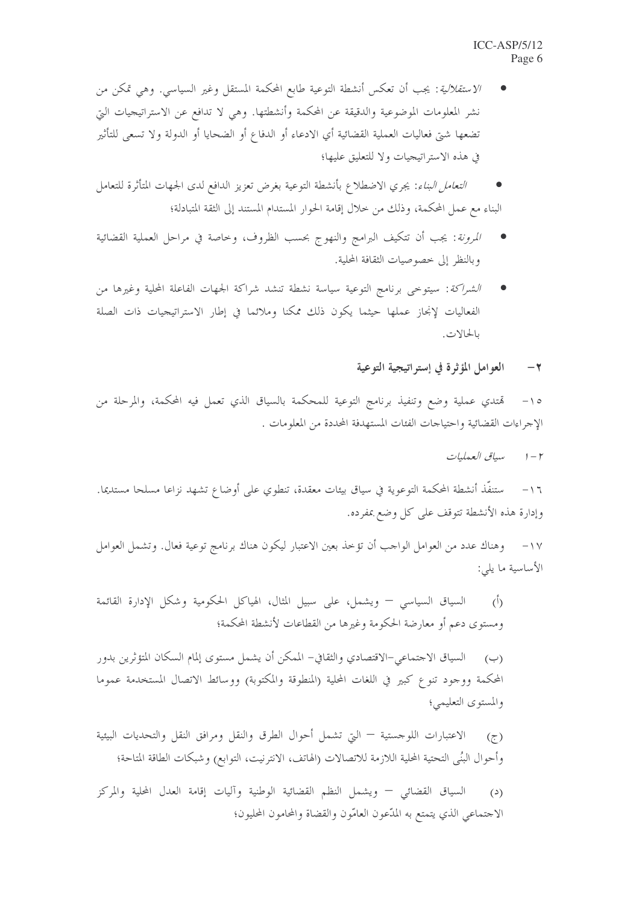- *الاستقلالية*: يجب أن تعكس أنشطة التوعية طابع المحكمة المستقل وغير السياسي. وهي تمكن من نشر المعلومات الموضوعية والدقيقة عن المحكمة وأنشطتها. وهي لا تدافع عن الاستراتيجيات التي تضعها شتى فعاليات العملية القضائية أي الادعاء أو الدفاع أو الضحايا أو الدولة ولا تسعى للتأثير في هذه الاستراتيجيات ولا للتعليق عليها؛

- *التعامل البناء*: يجري الاضطلاع بأنشطة التوعية بغرض تعزيز الدافع لدى الجهات المتأثرة للتعامل البناء مع عمل المحكمة، وذلك من خلال إقامة الحوار المستدام المستند إلى الثقة المتبادلة؛

- *المرونة*: يجب أن تتكيف البرامج والنهوج بحسب الظروف، وخاصة في مراحل العملية القضائية وبالنظر إلى خصوصيات الثقافة المحلية.

- *الشراكة*: سيتوخى برنامج التوعية سياسة نشطة تنشد شراكة الجهات الفاعلة المحلية وغيرها من الفعاليات لإنجاز عملها حيثما يكون ذلك ممكنا وملائما في إطار الاستراتيجيات ذات الصلة بالحالات.

## ٢- العوامل المؤثرة في إستراتيجية التوعية

١٥- تهتدي عملية وضع وتنفيذ برنامج التوعية للمحكمة بالسياق الذي تعمل فيه المحكمة، والمرحلة من الإجراءات القضائية واحتياجات الفئات المستهدفة المحددة من المعلومات .

### ٢-١ *سياق العمليات*

١٦- ستنفّذ أنشطة المحكمة التوعوية في سياق بيئات معقدة، تنطوي على أوضاع تشهد نزاعا مسلحا مستديما. وإدارة هذه الأنشطة تتوقف على كل وضع بمفرده.

١٧- وهناك عدد من العوامل الواجب أن تؤخذ بعين الاعتبار ليكون هناك برنامج توعية فعال. وتشمل العوامل الأساسية ما يلي:

(أ) السياق السياسي – ويشمل، على سبيل المثال، الهياكل الحكومية وشكل الإدارة القائمة ومستوى دعم أو معارضة الحكومة وغيرها من القطاعات لأنشطة المحكمة؛

(ب) السياق الاجتماعي-الاقتصادي والثقافي- الممكن أن يشمل مستوى إلمام السكان المتؤثرين بدور المحكمة ووجود تنوع كبير في اللغات المحلية (المنطوقة والمكتوبة) ووسائط الاتصال المستخدمة عموما والمستوى التعليمي؛

(ج) الاعتبارات اللوجستية – التي تشمل أحوال الطرق والنقل ومرافق النقل والتحديات البيئية وأحوال البُنى التحتية المحلية اللازمة للاتصالات (الهاتف، الانترنيت، التوابع) وشبكات الطاقة المتاحة؛

(د) السياق القضائي – ويشمل النظم القضائية الوطنية وآليات إقامة العدل المحلية والمركز الاجتماعي الذي يتمتع به المدّعون العامّون والقضاة والمحامون المحليون؛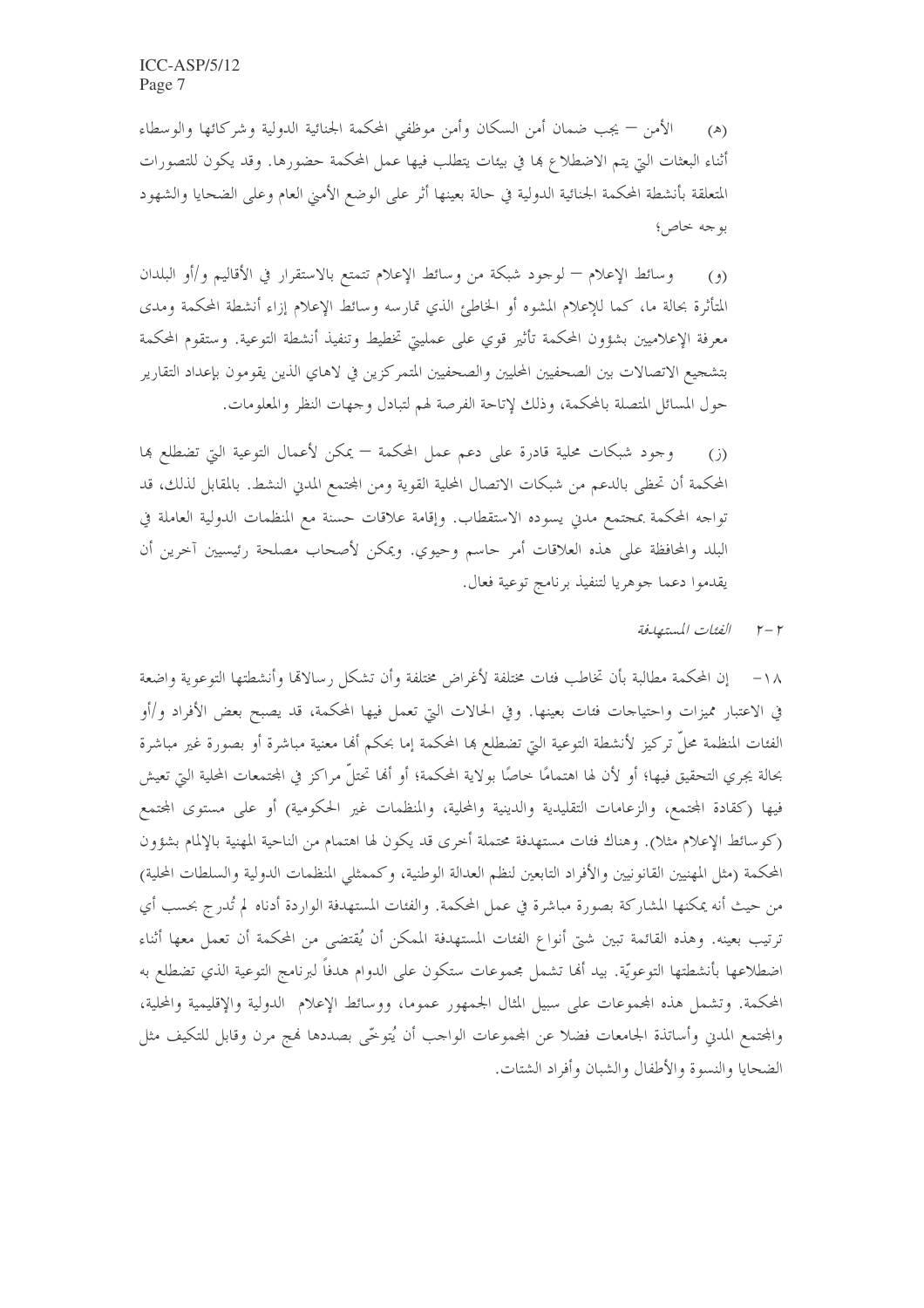(هـ) الأمن – يجب ضمان أمن السكان وأمن موظفي المحكمة الجنائية الدولية وشركائها والوسطاء أثناء البعثات التي يتم الاضطلاع بها في بيئات يتطلب فيها عمل المحكمة حضورها. وقد يكون للتصورات المتعلقة بأنشطة المحكمة الجنائية الدولية في حالة بعينها أثر على الوضع الأمني العام وعلى الضحايا والشهود بوجه خاص؛

(و) وسائط الإعلام – لوجود شبكة من وسائط الإعلام تتمتع بالاستقرار في الأقاليم و/أو البلدان المتأثرة بحالة ما، كما للإعلام المشوه أو الخاطئ الذي تمارسه وسائط الإعلام إزاء أنشطة المحكمة ومدى معرفة الإعلاميين بشؤون المحكمة تأثير قوي على عمليتي تخطيط وتنفيذ أنشطة التوعية. وستقوم المحكمة بتشجيع الاتصالات بين الصحفيين المحليين والصحفيين المتمركزين في لاهاي الذين يقومون بإعداد التقارير حول المسائل المتصلة بالمحكمة، وذلك لإتاحة الفرصة لهم لتبادل وجهات النظر والمعلومات.

(ز) وجود شبكات محلية قادرة على دعم عمل المحكمة – يمكن لأعمال التوعية التي تضطلع بها المحكمة أن تحظى بالدعم من شبكات الاتصال المحلية القوية ومن المجتمع المدني النشط. بالمقابل لذلك، قد تواجه المحكمة بمجتمع مدني يسوده الاستقطاب. وإقامة علاقات حسنة مع المنظمات الدولية العاملة في البلد والمحافظة على هذه العلاقات أمر حاسم وحيوي. ويمكن لأصحاب مصلحة رئيسيين آخرين أن يقدموا دعما جوهريا لتنفيذ برنامج توعية فعال.

### ٢-٢ *الفئات المستهدفة*

١٨- إن المحكمة مطالبة بأن تخاطب فئات مختلفة لأغراض مختلفة وأن تشكل رسالاتها وأنشطتها التوعوية واضعة في الاعتبار مميزات واحتياجات فئات بعينها. وفي الحالات التي تعمل فيها المحكمة، قد يصبح بعض الأفراد و/أو الفئات المنظمة محلّ تركيز لأنشطة التوعية التي تضطلع بها المحكمة إما بحكم أنها معنية مباشرة أو بصورة غير مباشرة بحالة يجري التحقيق فيها؛ أو لأن لها اهتمامًا خاصًا بولاية المحكمة؛ أو أنها تحتلّ مراكز في المجتمعات المحلية التي تعيش فيها (كقادة المجتمع، والزعامات التقليدية والدينية والمحلية، والمنظمات غير الحكومية) أو على مستوى المجتمع (كوسائط الإعلام مثلا). وهناك فئات مستهدفة محتملة أخرى قد يكون لها اهتمام من الناحية المهنية بالإلمام بشؤون المحكمة (مثل المهنيين القانونيين والأفراد التابعين لنظم العدالة الوطنية، وكممثلي المنظمات الدولية والسلطات المحلية) من حيث أنه يمكنها المشاركة بصورة مباشرة في عمل المحكمة. والفئات المستهدفة الواردة أدناه لم تُدرج بحسب أي ترتيب بعينه. وهذه القائمة تبين شتى أنواع الفئات المستهدفة الممكن أن يُقتضى من المحكمة أن تعمل معها أثناء اضطلاعها بأنشطتها التوعويّة. بيد أنها تشمل مجموعات ستكون على الدوام هدفاً لبرنامج التوعية الذي تضطلع به المحكمة. وتشمل هذه المجموعات على سبيل المثال الجمهور عموما، ووسائط الإعلام الدولية والإقليمية والمحلية، والمجتمع المدني وأساتذة الجامعات فضلا عن المجموعات الواجب أن يُتوخّى بصددها نهج مرن وقابل للتكيف مثل الضحايا والنسوة والأطفال والشبان وأفراد الشتات.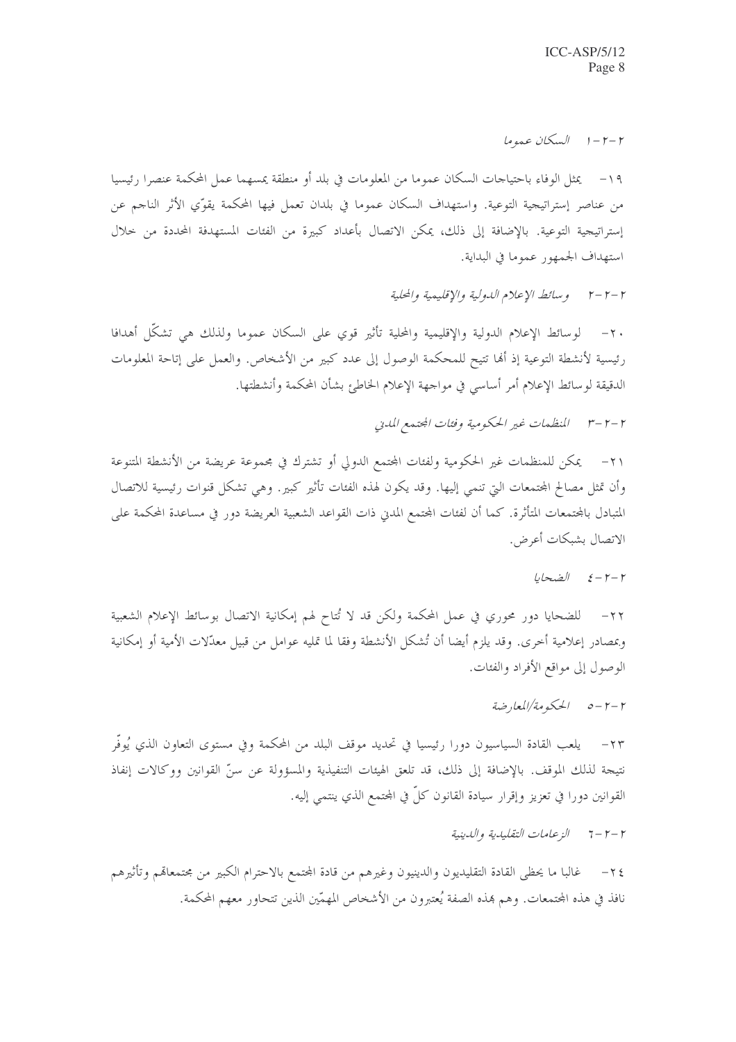### ٢-٢-١ السكان عموما

١٩- يمثل الوفاء باحتياجات السكان عموما من المعلومات في بلد أو منطقة يمسهما عمل المحكمة عنصرا رئيسيا من عناصر إستراتيجية التوعية. واستهداف السكان عموما في بلدان تعمل فيها المحكمة يقوّي الأثر الناجم عن إستراتيجية التوعية. بالإضافة إلى ذلك، يمكن الاتصال بأعداد كبيرة من الفئات المستهدفة المحددة من خلال استهداف الجمهور عموما في البداية.

### ٢-٢-٢ وسائط الإعلام الدولية والإقليمية والمحلية

٢٠- لوسائط الإعلام الدولية والإقليمية والمحلية تأثير قوي على السكان عموما ولذلك هي تشكّل أهدافا رئيسية لأنشطة التوعية إذ أنها تتيح للمحكمة الوصول إلى عدد كبير من الأشخاص. والعمل على إتاحة المعلومات الدقيقة لوسائط الإعلام أمر أساسي في مواجهة الإعلام الخاطئ بشأن المحكمة وأنشطتها.

### ٢-٢-٣ المنظمات غير الحكومية وفئات المجتمع المدني

٢١- يمكن للمنظمات غير الحكومية ولفئات المجتمع الدولي أو تشترك في مجموعة عريضة من الأنشطة المتنوعة وأن تمثل مصالح المجتمعات التي تنمي إليها. وقد يكون لهذه الفئات تأثير كبير. وهي تشكل قنوات رئيسية للاتصال المتبادل بالمجتمعات المتأثرة. كما أن لفئات المجتمع المدني ذات القواعد الشعبية العريضة دور في مساعدة المحكمة على الاتصال بشبكات أعرض.

### ٢-٢-٤ الضحايا

٢٢- للضحايا دور محوري في عمل المحكمة ولكن قد لا تُتاح لهم إمكانية الاتصال بوسائط الإعلام الشعبية وبمصادر إعلامية أخرى. وقد يلزم أيضا أن تُشكل الأنشطة وفقا لما تمليه عوامل من قبيل معدّلات الأمية أو إمكانية الوصول إلى مواقع الأفراد والفئات.

### ٢-٢-٥ الحكومة/المعارضة

٢٣- يلعب القادة السياسيون دورا رئيسيا في تحديد موقف البلد من المحكمة وفي مستوى التعاون الذي يُوفّر نتيجة لذلك الموقف. بالإضافة إلى ذلك، قد تلعق الهيئات التنفيذية والمسؤولة عن سنّ القوانين ووكالات إنفاذ القوانين دورا في تعزيز وإقرار سيادة القانون كلٌ في المجتمع الذي ينتمي إليه.

### ٢-٢-٦ الزعامات التقليدية والدينية

٢٤- غالبا ما يحظى القادة التقليديون والدينيون وغيرهم من قادة المجتمع بالاحترام الكبير من مجتمعاتهم وتأثيرهم نافذ في هذه المجتمعات. وهم بهذه الصفة يُعتبرون من الأشخاص المهمّين الذين تتحاور معهم المحكمة.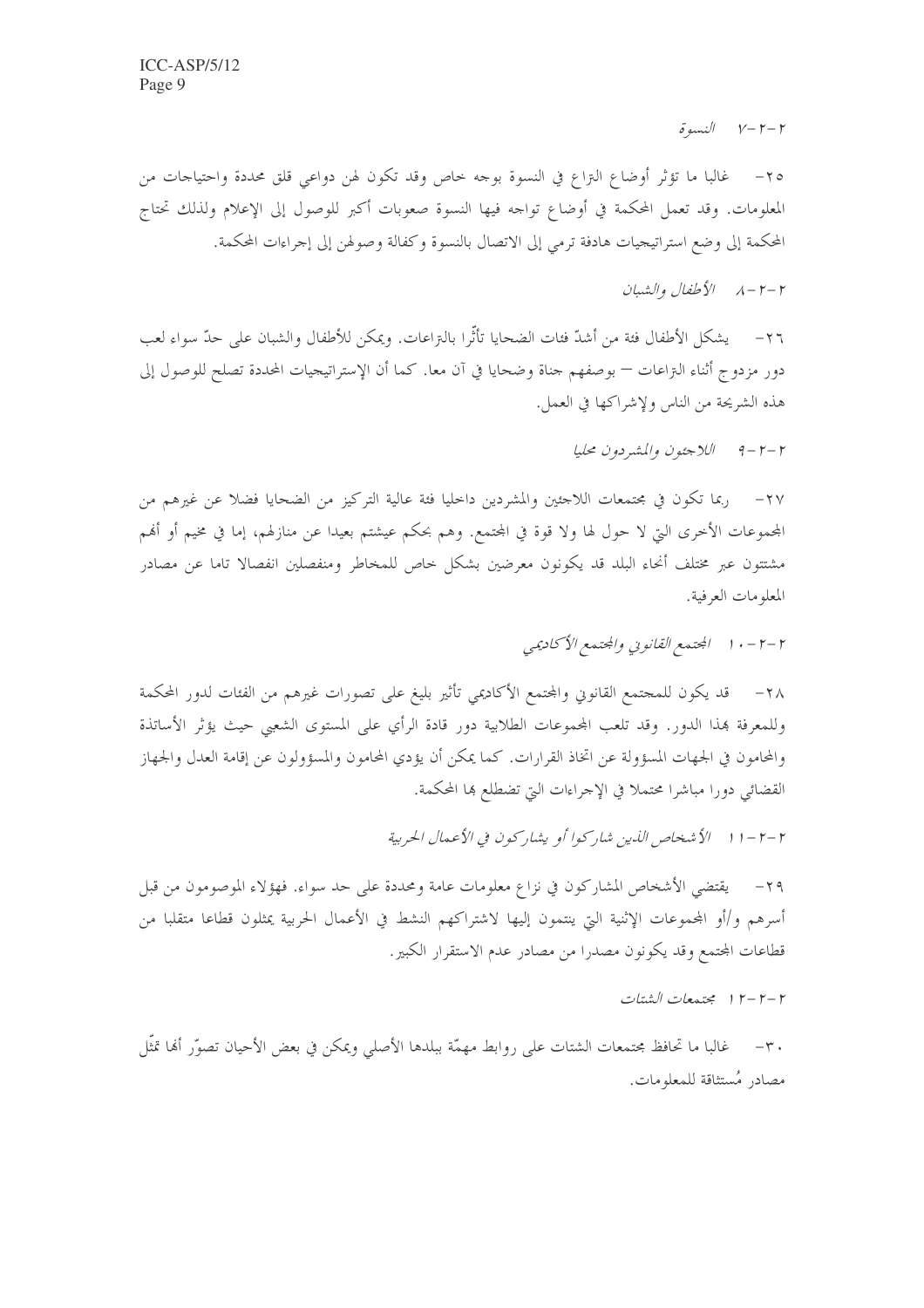### ٢-٢-٧ *النسوة*

٢٥- غالبا ما تؤثر أوضاع النزاع في النسوة بوجه خاص وقد تكون لهن دواعي قلق محددة واحتياجات من المعلومات. وقد تعمل المحكمة في أوضاع تواجه فيها النسوة صعوبات أكبر للوصول إلى الإعلام ولذلك تحتاج المحكمة إلى وضع استراتيجيات هادفة ترمي إلى الاتصال بالنسوة وكفالة وصولهن إلى إجراءات المحكمة.

### ٢-٢-٨ *الأطفال والشبان*

٢٦- يشكل الأطفال فئة من أشدّ فئات الضحايا تأثّرا بالنزاعات. ويمكن للأطفال والشبان على حدّ سواء لعب دور مزدوج أثناء النزاعات — بوصفهم جناة وضحايا في آن معا. كما أن الإستراتيجيات المحددة تصلح للوصول إلى هذه الشريحة من الناس ولإشراكها في العمل.

### ٢-٢-٩ *اللاجئون والمشردون محليا*

٢٧- ربما تكون في مجتمعات اللاجئين والمشردين داخليا فئة عالية التركيز من الضحايا فضلا عن غيرهم من المجموعات الأخرى التي لا حول لها ولا قوة في المجتمع. وهم بحكم عيشتم بعيدا عن منازلهم، إما في مخيم أو أنهم مشتتون عبر مختلف أنحاء البلد قد يكونون معرضين بشكل خاص للمخاطر ومنفصلين انفصالا تاما عن مصادر المعلومات العرفية.

### ٢-٢-١٠ *المجتمع القانوني والمجتمع الأكاديمي*

٢٨- قد يكون للمجتمع القانوني والمجتمع الأكاديمي تأثير بليغ على تصورات غيرهم من الفئات لدور المحكمة وللمعرفة بهذا الدور. وقد تلعب المجموعات الطلابية دور قادة الرأي على المستوى الشعبي حيث يؤثر الأساتذة والمحامون في الجهات المسؤولة عن اتخاذ القرارات. كما يمكن أن يؤدي المحامون والمسؤولون عن إقامة العدل والجهاز القضائي دورا مباشرا محتملا في الإجراءات التي تضطلع بها المحكمة.

### ٢-٢-١١ *الأشخاص الذين شاركوا أو يشاركون في الأعمال الحربية*

٢٩- يقتضي الأشخاص المشاركون في نزاع معلومات عامة ومحددة على حد سواء. فهؤلاء الموصومون من قبل أسرهم و/أو المجموعات الإثنية التي ينتمون إليها لاشتراكهم النشط في الأعمال الحربية يمثلون قطاعا متقلبا من قطاعات المجتمع وقد يكونون مصدرا من مصادر عدم الاستقرار الكبير.

### ٢-٢-١٢ *مجتمعات الشتات*

٣٠- غالبا ما تحافظ مجتمعات الشتات على روابط مهمّة ببلدها الأصلي ويمكن في بعض الأحيان تصوّر أنها تمثّل مصادر مُستثاقة للمعلومات.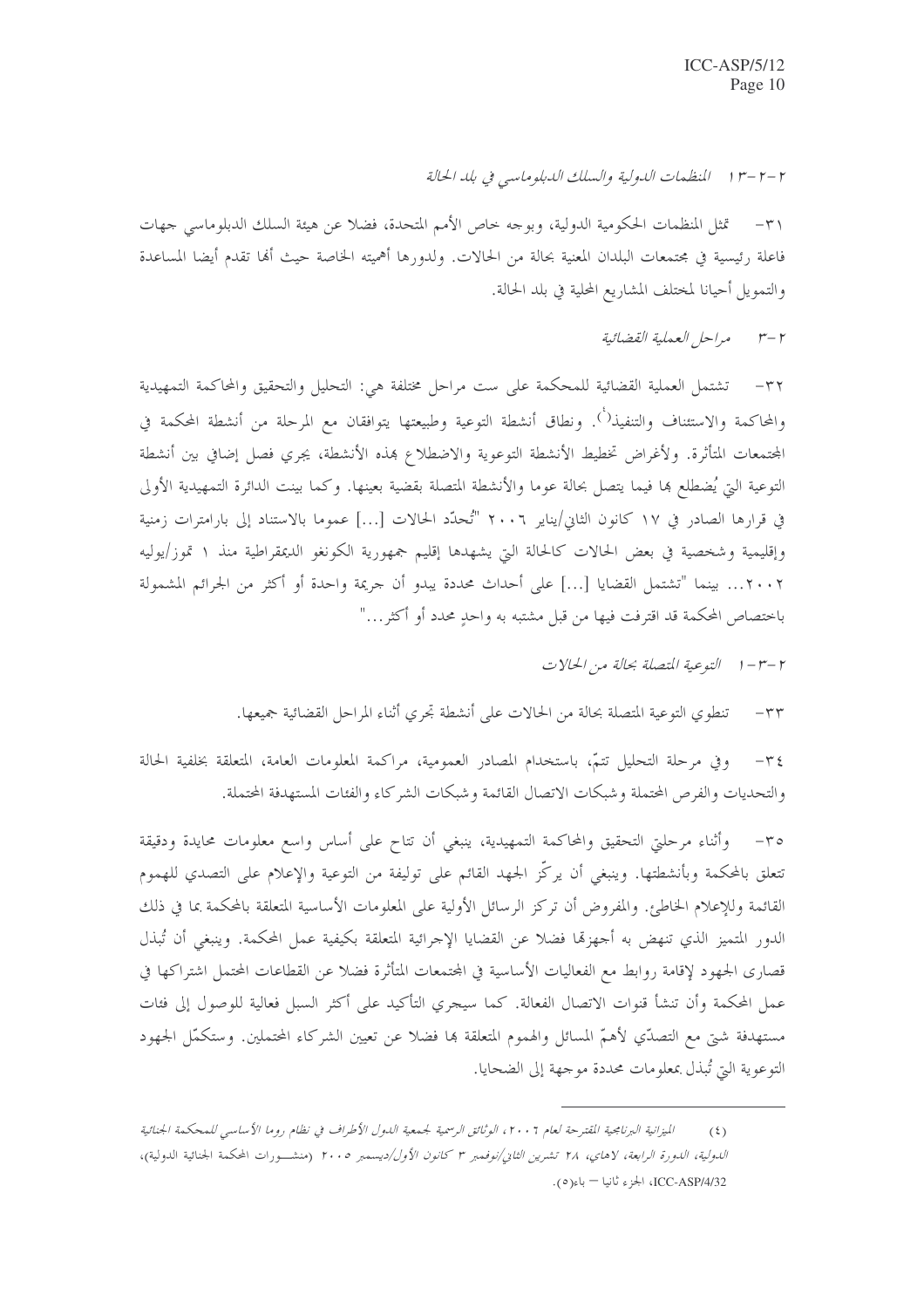### ٢-٢-١٣ المنظمات الدولية والسلك الدبلوماسي في بلد الحالة

٣١- تمثل المنظمات الحكومية الدولية، وبوجه خاص الأمم المتحدة، فضلا عن هيئة السلك الدبلوماسي جهات فاعلة رئيسية في مجتمعات البلدان المعنية بحالة من الحالات. ولدورها أهميته الخاصة حيث أنها تقدم أيضا المساعدة والتمويل أحيانا لمختلف المشاريع المحلية في بلد الحالة.

## ٢-٣ مراحل العملية القضائية

٣٢- تشتمل العملية القضائية للمحكمة على ست مراحل مختلفة هي: التحليل والتحقيق والمحاكمة التمهيدية والمحاكمة والاستئناف والتنفيذ[٤]. ونطاق أنشطة التوعية وطبيعتها يتوافقان مع المرحلة من أنشطة المحكمة في المجتمعات المتأثرة. ولأغراض تخطيط الأنشطة التوعوية والاضطلاع بهذه الأنشطة، يجري فصل إضافي بين أنشطة التوعية التي يُضطلع بها فيما يتصل بحالة عموما والأنشطة المتصلة بقضية بعينها. وكما بينت الدائرة التمهيدية الأولى في قرارها الصادر في ١٧ كانون الثاني/يناير ٢٠٠٦ "تُحدّد الحالات [...] عموما بالاستناد إلى بارامترات زمنية وإقليمية وشخصية في بعض الحالات كالحالة التي يشهدها إقليم جمهورية الكونغو الديمقراطية منذ ١ تموز/يوليه ٢٠٠٢... بينما "تشتمل القضايا [...] على أحداث محددة يبدو أن جريمة واحدة أو أكثر من الجرائم المشمولة باختصاص المحكمة قد اقترفت فيها من قبل مشتبه به واحدٍ محدد أو أكثر..."

### ٢-٣-١ التوعية المتصلة بحالة من الحالات

٣٣- تنطوي التوعية المتصلة بحالة من الحالات على أنشطة تجري أثناء المراحل القضائية جميعها.

٣٤- وفي مرحلة التحليل تتمّ، باستخدام المصادر العمومية، مراكمة المعلومات العامة، المتعلقة بخلفية الحالة والتحديات والفرص المحتملة وشبكات الاتصال القائمة وشبكات الشركاء والفئات المستهدفة المحتملة.

٣٥- وأثناء مرحلتي التحقيق والمحاكمة التمهيدية، ينبغي أن تتاح على أساس واسع معلومات محايدة ودقيقة تتعلق بالمحكمة وبأنشطتها. وينبغي أن يركّز الجهد القائم على توليفة من التوعية والإعلام على التصدي للهموم القائمة وللإعلام الخاطئ. والمفروض أن تركز الرسائل الأولية على المعلومات الأساسية المتعلقة بالمحكمة بما في ذلك الدور المتميز الذي تنهض به أجهزتها فضلا عن القضايا الإجرائية المتعلقة بكيفية عمل المحكمة. وينبغي أن تُبذل قصارى الجهود لإقامة روابط مع الفعاليات الأساسية في المجتمعات المتأثرة فضلا عن القطاعات المحتمل اشتراكها في عمل المحكمة وأن تنشأ قنوات الاتصال الفعالة. كما سيجري التأكيد على أكثر السبل فعالية للوصول إلى فئات مستهدفة شتى مع التصدّي لأهمّ المسائل والهموم المتعلقة بها فضلا عن تعيين الشركاء المحتملين. وستكمّل الجهود التوعوية التي تُبذل بمعلومات محددة موجهة إلى الضحايا.

---

(٤) *الميزانية البرنامجية المقترحة لعام ٢٠٠٦، الوثائق الرسمية لجمعية الدول الأطراف في نظام روما الأساسي للمحكمة الجنائية الدولية، الدورة الرابعة، لاهاي، ٢٨ تشرين الثاني/نوفمبر ٣ كانون الأول/ديسمبر ٢٠٠٥* (منشورات المحكمة الجنائية الدولية)، ICC-ASP/4/32، الجزء ثانيا — باء(٥).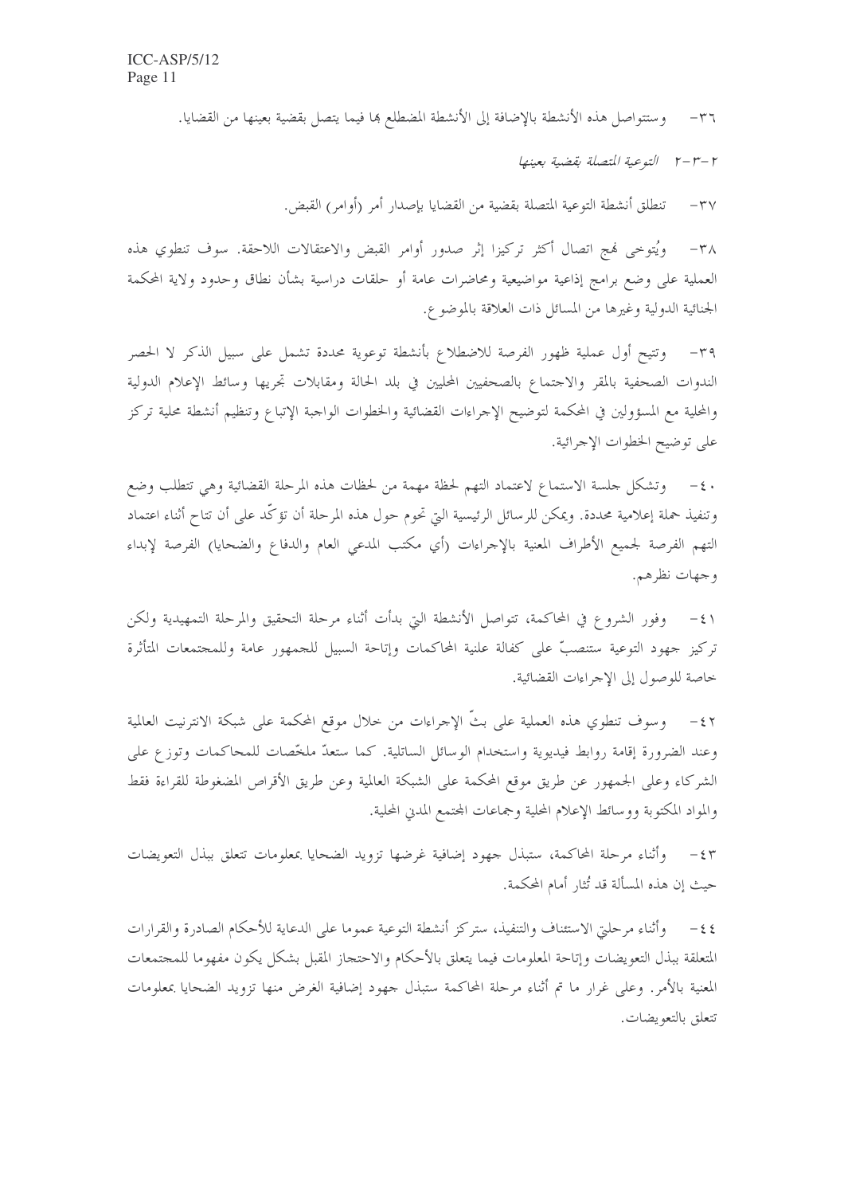٣٦- وستتواصل هذه الأنشطة بالإضافة إلى الأنشطة المضطلع بها فيما يتصل بقضية بعينها من القضايا.

### ٢-٣-٢ *التوعية المتصلة بقضية بعينها*

٣٧- تنطلق أنشطة التوعية المتصلة بقضية من القضايا بإصدار أمر (أوامر) القبض.

٣٨- ويُتوخى نهج اتصال أكثر تركيزا إثر صدور أوامر القبض والاعتقالات اللاحقة. سوف تنطوي هذه العملية على وضع برامج إذاعية مواضيعية ومحاضرات عامة أو حلقات دراسية بشأن نطاق وحدود ولاية المحكمة الجنائية الدولية وغيرها من المسائل ذات العلاقة بالموضوع.

٣٩- وتتيح أول عملية ظهور الفرصة للاضطلاع بأنشطة توعوية محددة تشمل على سبيل الذكر لا الحصر الندوات الصحفية بالمقر والاجتماع بالصحفيين المحليين في بلد الحالة ومقابلات تجريها وسائط الإعلام الدولية والمحلية مع المسؤولين في المحكمة لتوضيح الإجراءات القضائية والخطوات الواجبة الإتباع وتنظيم أنشطة محلية تركز على توضيح الخطوات الإجرائية.

٤٠- وتشكل جلسة الاستماع لاعتماد التهم لحظة مهمة من لحظات هذه المرحلة القضائية وهي تتطلب وضع وتنفيذ حملة إعلامية محددة. ويمكن للرسائل الرئيسية التي تحوم حول هذه المرحلة أن تؤكّد على أن تتاح أثناء اعتماد التهم الفرصة لجميع الأطراف المعنية بالإجراءات (أي مكتب المدعي العام والدفاع والضحايا) الفرصة لإبداء وجهات نظرهم.

٤١- وفور الشروع في المحاكمة، تتواصل الأنشطة التي بدأت أثناء مرحلة التحقيق والمرحلة التمهيدية ولكن تركيز جهود التوعية ستنصبّ على كفالة علنية المحاكمات وإتاحة السبيل للجمهور عامة وللمجتمعات المتأثرة خاصة للوصول إلى الإجراءات القضائية.

٤٢- وسوف تنطوي هذه العملية على بثّ الإجراءات من خلال موقع المحكمة على شبكة الانترنيت العالمية وعند الضرورة إقامة روابط فيديوية واستخدام الوسائل الساتلية. كما ستعدّ ملخّصات للمحاكمات وتوزع على الشركاء وعلى الجمهور عن طريق موقع المحكمة على الشبكة العالمية وعن طريق الأقراص المضغوطة للقراءة فقط والمواد المكتوبة ووسائط الإعلام المحلية وجماعات المجتمع المدني المحلية.

٤٣- وأثناء مرحلة المحاكمة، ستبذل جهود إضافية غرضها تزويد الضحايا بمعلومات تتعلق ببذل التعويضات حيث إن هذه المسألة قد تُثار أمام المحكمة.

٤٤- وأثناء مرحلتي الاستئناف والتنفيذ، ستركز أنشطة التوعية عموما على الدعاية للأحكام الصادرة والقرارات المتعلقة ببذل التعويضات وإتاحة المعلومات فيما يتعلق بالأحكام والاحتجاز المقبل بشكل يكون مفهوما للمجتمعات المعنية بالأمر. وعلى غرار ما تم أثناء مرحلة المحاكمة ستبذل جهود إضافية الغرض منها تزويد الضحايا بمعلومات تتعلق بالتعويضات.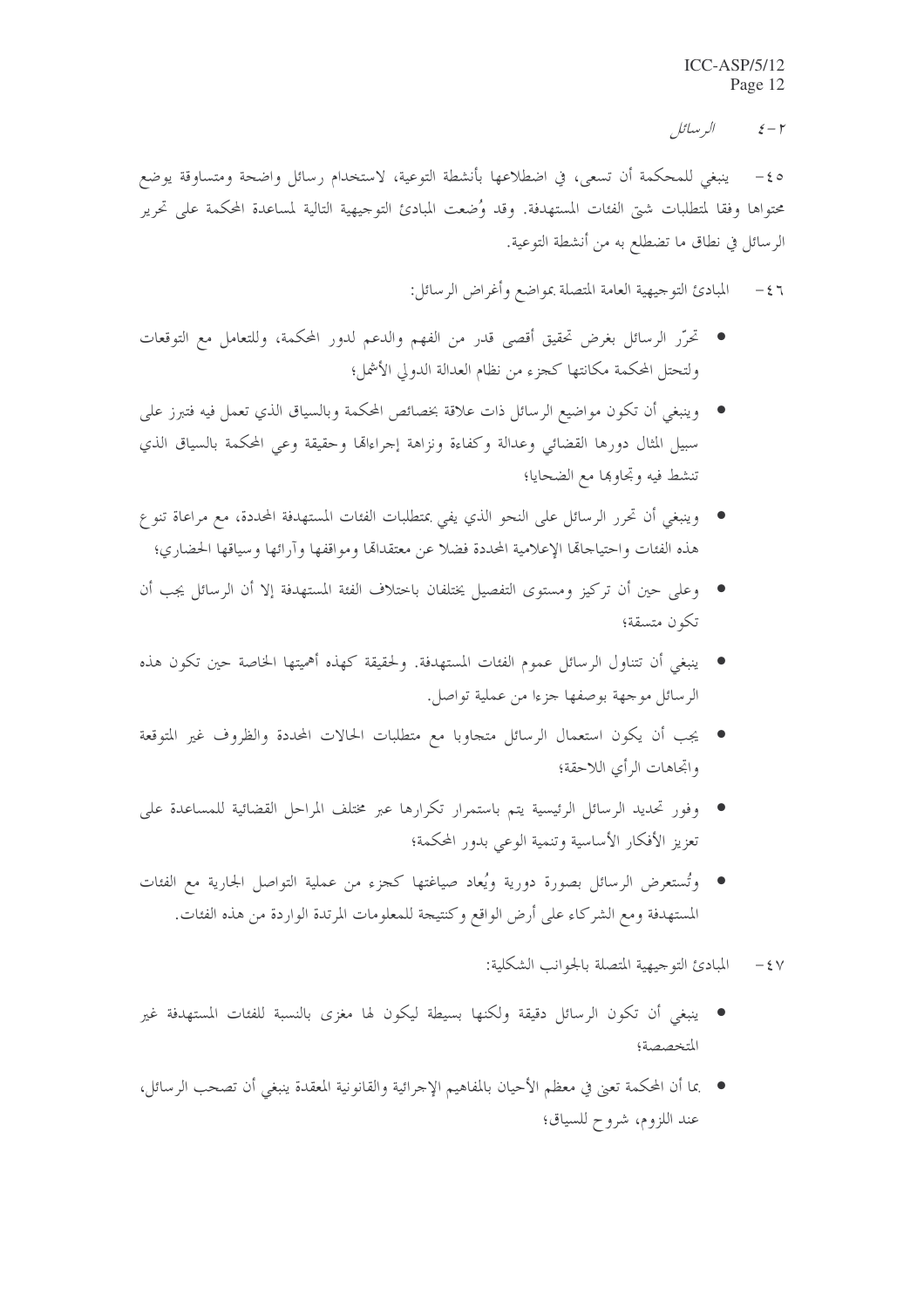### ٢-٤ *الرسائل*

٤٥- ينبغي للمحكمة أن تسعى، في اضطلاعها بأنشطة التوعية، لاستخدام رسائل واضحة ومتساوقة يوضع محتواها وفقا لمتطلبات شتى الفئات المستهدفة. وقد وُضعت المبادئ التوجيهية التالية لمساعدة المحكمة على تحرير الرسائل في نطاق ما تضطلع به من أنشطة التوعية.

٤٦- المبادئ التوجيهية العامة المتصلة بمواضع وأغراض الرسائل:

- تحرّر الرسائل بغرض تحقيق أقصى قدر من الفهم والدعم لدور المحكمة، وللتعامل مع التوقعات ولتحتل المحكمة مكانتها كجزء من نظام العدالة الدولي الأشمل؛
- وينبغي أن تكون مواضيع الرسائل ذات علاقة بخصائص المحكمة وبالسياق الذي تعمل فيه فتبرز على سبيل المثال دورها القضائي وعدالة وكفاءة ونزاهة إجراءاتها وحقيقة وعي المحكمة بالسياق الذي تنشط فيه وتجاوبها مع الضحايا؛
- وينبغي أن تحرر الرسائل على النحو الذي يفي بمتطلبات الفئات المستهدفة المحددة، مع مراعاة تنوع هذه الفئات واحتياجاتها الإعلامية المحددة فضلا عن معتقداتها ومواقفها وآرائها وسياقها الحضاري؛
- وعلى حين أن تركيز ومستوى التفصيل يختلفان باختلاف الفئة المستهدفة إلا أن الرسائل يجب أن تكون متسقة؛
- ينبغي أن تتناول الرسائل عموم الفئات المستهدفة. ولحقيقة كهذه أهميتها الخاصة حين تكون هذه الرسائل موجهة بوصفها جزءا من عملية تواصل.
- يجب أن يكون استعمال الرسائل متجاوبا مع متطلبات الحالات المحددة والظروف غير المتوقعة واتجاهات الرأي اللاحقة؛
- وفور تحديد الرسائل الرئيسية يتم باستمرار تكرارها عبر مختلف المراحل القضائية للمساعدة على تعزيز الأفكار الأساسية وتنمية الوعي بدور المحكمة؛
- وتُستعرض الرسائل بصورة دورية ويُعاد صياغتها كجزء من عملية التواصل الجارية مع الفئات المستهدفة ومع الشركاء على أرض الواقع وكنتيجة للمعلومات المرتدة الواردة من هذه الفئات.

٤٧- المبادئ التوجيهية المتصلة بالجوانب الشكلية:

- ينبغي أن تكون الرسائل دقيقة ولكنها بسيطة ليكون لها مغزى بالنسبة للفئات المستهدفة غير المتخصصة؛
- بما أن المحكمة تعنى في معظم الأحيان بالمفاهيم الإجرائية والقانونية المعقدة ينبغي أن تصحب الرسائل، عند اللزوم، شروح للسياق؛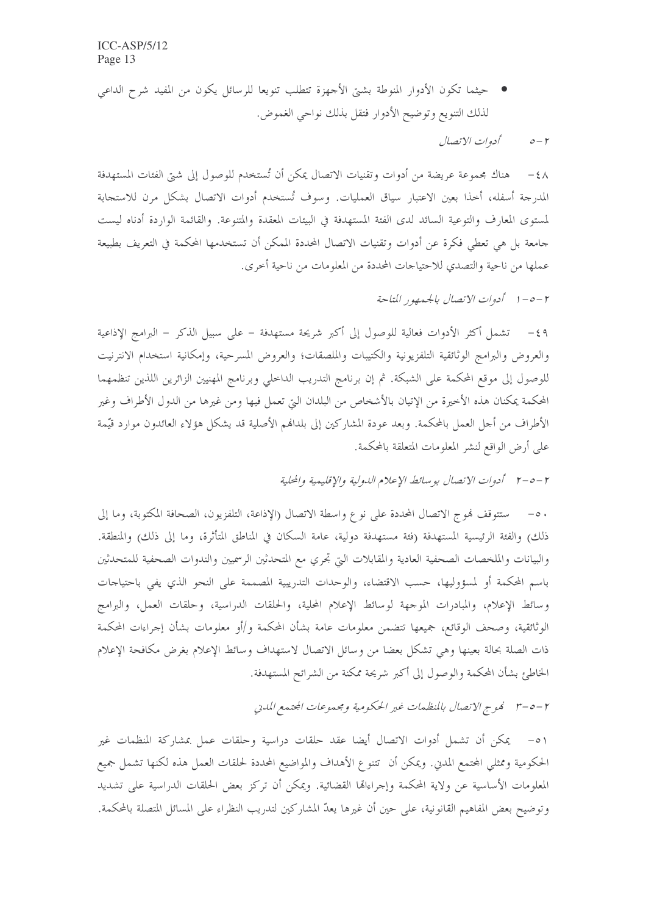- حيثما تكون الأدوار المنوطة بشتى الأجهزة تتطلب تنويعا للرسائل يكون من المفيد شرح الداعي لذلك التنويع وتوضيح الأدوار فتقل بذلك نواحي الغموض.

### ٢-٥ *أدوات الاتصال*

٤٨- هناك مجموعة عريضة من أدوات وتقنيات الاتصال يمكن أن تُستخدم للوصول إلى شتى الفئات المستهدفة المدرجة أسفله، أخذا بعين الاعتبار سياق العمليات. وسوف تُستخدم أدوات الاتصال بشكل مرن للاستجابة لمستوى المعارف والتوعية السائد لدى الفئة المستهدفة في البيئات المعقدة والمتنوعة. والقائمة الواردة أدناه ليست جامعة بل هي تعطي فكرة عن أدوات وتقنيات الاتصال المحددة الممكن أن تستخدمها المحكمة في التعريف بطبيعة عملها من ناحية والتصدي للاحتياجات المحددة من المعلومات من ناحية أخرى.

#### ٢-٥-١ *أدوات الاتصال بالجمهور المتاحة*

٤٩- تشمل أكثر الأدوات فعالية للوصول إلى أكبر شريحة مستهدفة – على سبيل الذكر – البرامج الإذاعية والعروض والبرامج الوثائقية التلفزيونية والكتيبات والملصقات؛ والعروض المسرحية، وإمكانية استخدام الانترنيت للوصول إلى موقع المحكمة على الشبكة. ثم إن برنامج التدريب الداخلي وبرنامج المهنيين الزائرين اللذين تنظمهما المحكمة يمكنان هذه الأخيرة من الإتيان بالأشخاص من البلدان التي تعمل فيها ومن غيرها من الدول الأطراف وغير الأطراف من أجل العمل بالمحكمة. وبعد عودة المشاركين إلى بلدانهم الأصلية قد يشكل هؤلاء العائدون موارد قيّمة على أرض الواقع لنشر المعلومات المتعلقة بالمحكمة.

#### ٢-٥-٢ *أدوات الاتصال بوسائط الإعلام الدولية والإقليمية والمحلية*

٥٠- ستتوقف نهوج الاتصال المحددة على نوع واسطة الاتصال (الإذاعة، التلفزيون، الصحافة المكتوبة، وما إلى ذلك) والفئة الرئيسية المستهدفة (فئة مستهدفة دولية، عامة السكان في المناطق المتأثرة، وما إلى ذلك) والمنطقة. والبيانات والملخصات الصحفية العادية والمقابلات التي تجري مع المتحدثين الرسميين والندوات الصحفية للمتحدثين باسم المحكمة أو لمسؤوليها، حسب الاقتضاء، والوحدات التدريبية المصممة على النحو الذي يفي باحتياجات وسائط الإعلام، والمبادرات الموجهة لوسائط الإعلام المحلية، والحلقات الدراسية، وحلقات العمل، والبرامج الوثائقية، وصحف الوقائع، جميعها تتضمن معلومات عامة بشأن المحكمة و/أو معلومات بشأن إجراءات المحكمة ذات الصلة بحالة بعينها وهي تشكل بعضا من وسائل الاتصال لاستهداف وسائط الإعلام بغرض مكافحة الإعلام الخاطئ بشأن المحكمة والوصول إلى أكبر شريحة ممكنة من الشرائح المستهدفة.

#### ٢-٥-٣ *نهوج الاتصال بالمنظمات غير الحكومية ومجموعات المجتمع المدني*

٥١- يمكن أن تشمل أدوات الاتصال أيضا عقد حلقات دراسية وحلقات عمل بمشاركة المنظمات غير الحكومية وممثلي المجتمع المدني. ويمكن أن تتنوع الأهداف والمواضيع المحددة لحلقات العمل هذه لكنها تشمل جميع المعلومات الأساسية عن ولاية المحكمة وإجراءاتها القضائية. ويمكن أن تركز بعض الحلقات الدراسية على تشديد وتوضيح بعض المفاهيم القانونية، على حين أن غيرها يعدّ المشاركين لتدريب النظراء على المسائل المتصلة بالمحكمة.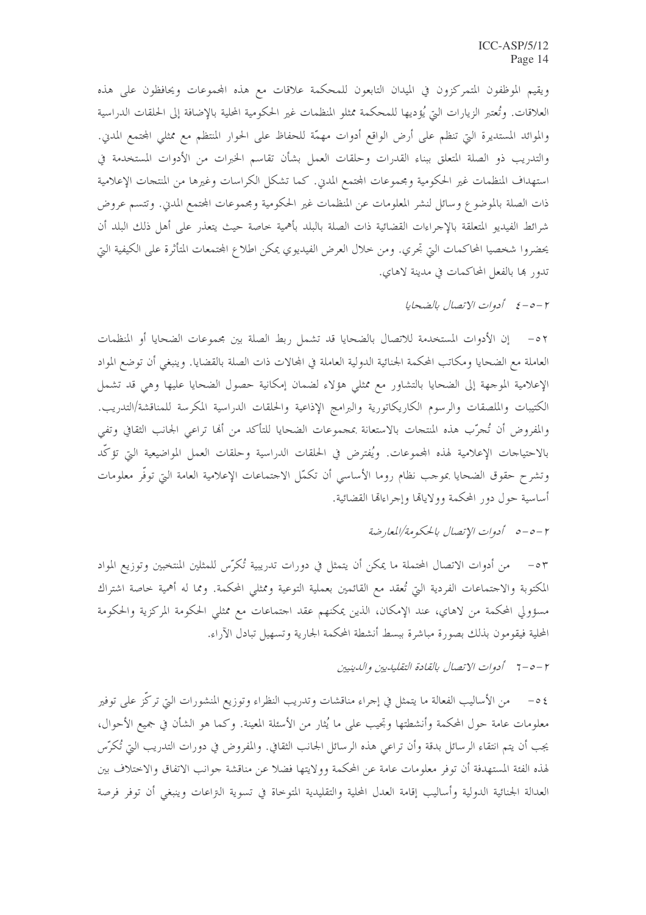ويقيم الموظفون المتمركزون في الميدان التابعون للمحكمة علاقات مع هذه المجموعات ويحافظون على هذه العلاقات. وتُعتبر الزيارات التي يُؤديها للمحكمة ممثلو المنظمات غير الحكومية المحلية بالإضافة إلى الحلقات الدراسية والموائد المستديرة التي تنظم على أرض الواقع أدوات مهمّة للحفاظ على الحوار المنتظم مع ممثلي المجتمع المدني. والتدريب ذو الصلة المتعلق ببناء القدرات وحلقات العمل بشأن تقاسم الخبرات من الأدوات المستخدمة في استهداف المنظمات غير الحكومية ومجموعات المجتمع المدني. كما تشكل الكراسات وغيرها من المنتجات الإعلامية ذات الصلة بالموضوع وسائل لنشر المعلومات عن المنظمات غير الحكومية ومجموعات المجتمع المدني. وتتسم عروض شرائط الفيديو المتعلقة بالإجراءات القضائية ذات الصلة بالبلد بأهمية خاصة حيث يتعذر على أهل ذلك البلد أن يحضروا شخصيا المحاكمات التي تجري. ومن خلال العرض الفيديوي يمكن اطلاع المجتمعات المتأثرة على الكيفية التي تدور بها بالفعل المحاكمات في مدينة لاهاي.

### ٢-٥-٤ *أدوات الاتصال بالضحايا*

٥٢- إن الأدوات المستخدمة للاتصال بالضحايا قد تشمل ربط الصلة بين مجموعات الضحايا أو المنظمات العاملة مع الضحايا ومكاتب المحكمة الجنائية الدولية العاملة في المجالات ذات الصلة بالقضايا. وينبغي أن توضع المواد الإعلامية الموجهة إلى الضحايا بالتشاور مع ممثلي هؤلاء لضمان إمكانية حصول الضحايا عليها وهي قد تشمل الكتيبات والملصقات والرسوم الكاريكاتورية والبرامج الإذاعية والحلقات الدراسية المكرسة للمناقشة/التدريب. والمفروض أن تُجرّب هذه المنتجات بالاستعانة بمجموعات الضحايا للتأكد من أنها تراعي الجانب الثقافي وتفي بالاحتياجات الإعلامية لهذه المجموعات. ويُفترض في الحلقات الدراسية وحلقات العمل المواضيعية التي تؤكّد وتشرح حقوق الضحايا بموجب نظام روما الأساسي أن تكمّل الاجتماعات الإعلامية العامة التي توفّر معلومات أساسية حول دور المحكمة وولاياتها وإجراءاتها القضائية.

### ٢-٥-٥ *أدوات الإتصال بالحكومة/المعارضة*

٥٣- من أدوات الاتصال المحتملة ما يمكن أن يتمثل في دورات تدريبية تُكرّس للممثلين المنتخبين وتوزيع المواد المكتوبة والاجتماعات الفردية التي تُعقد مع القائمين بعملية التوعية وممثلي المحكمة. ومما له أهمية خاصة اشتراك مسؤولي المحكمة من لاهاي، عند الإمكان، الذين يمكنهم عقد اجتماعات مع ممثلي الحكومة المركزية والحكومة المحلية فيقومون بذلك بصورة مباشرة ببسط أنشطة المحكمة الجارية وتسهيل تبادل الآراء.

### ٢-٥-٦ *أدوات الاتصال بالقادة التقليديين والدينيين*

٥٤- من الأساليب الفعالة ما يتمثل في إجراء مناقشات وتدريب النظراء وتوزيع المنشورات التي تركّز على توفير معلومات عامة حول المحكمة وأنشطتها وتجيب على ما يُثار من الأسئلة المعينة. وكما هو الشأن في جميع الأحوال، يجب أن يتم انتقاء الرسائل بدقة وأن تراعي هذه الرسائل الجانب الثقافي. والمفروض في دورات التدريب التي تُكرّس لهذه الفئة المستهدفة أن توفر معلومات عامة عن المحكمة وولايتها فضلا عن مناقشة جوانب الاتفاق والاختلاف بين العدالة الجنائية الدولية وأساليب إقامة العدل المحلية والتقليدية المتوخاة في تسوية النزاعات وينبغي أن توفر فرصة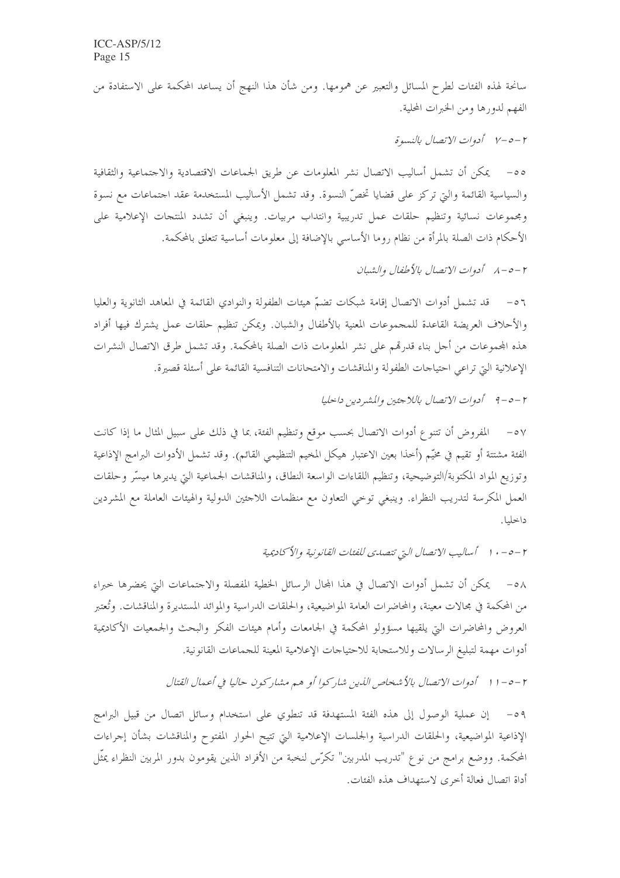سانحة لهذه الفئات لطرح المسائل والتعبير عن همومها. ومن شأن هذا النهج أن يساعد المحكمة على الاستفادة من الفهم لدورها ومن الخبرات المحلية.

*٢-٥-٧ أدوات الاتصال بالنسوة*

٥٥- يمكن أن تشمل أساليب الاتصال نشر المعلومات عن طريق الجماعات الاقتصادية والاجتماعية والثقافية والسياسية القائمة والتي تركز على قضايا تخصّ النسوة. وقد تشمل الأساليب المستخدمة عقد اجتماعات مع نسوة ومجموعات نسائية وتنظيم حلقات عمل تدريبية وانتداب مربيات. وينبغي أن تشدد المنتجات الإعلامية على الأحكام ذات الصلة بالمرأة من نظام روما الأساسي بالإضافة إلى معلومات أساسية تتعلق بالمحكمة.

*٢-٥-٨ أدوات الاتصال بالأطفال والشبان*

٥٦- قد تشمل أدوات الاتصال إقامة شبكات تضمّ هيئات الطفولة والنوادي القائمة في المعاهد الثانوية والعليا والأحلاف العريضة القاعدة للمجموعات المعنية بالأطفال والشبان. ويمكن تنظيم حلقات عمل يشترك فيها أفراد هذه المجموعات من أجل بناء قدرتهم على نشر المعلومات ذات الصلة بالمحكمة. وقد تشمل طرق الاتصال النشرات الإعلانية التي تراعي احتياجات الطفولة والمناقشات والامتحانات التنافسية القائمة على أسئلة قصيرة.

*٢-٥-٩ أدوات الاتصال باللاجئين والمشردين داخليا*

٥٧- المفروض أن تتنوع أدوات الاتصال بحسب موقع وتنظيم الفئة، بما في ذلك على سبيل المثال ما إذا كانت الفئة مشتتة أو تقيم في مخيّم (أخذا بعين الاعتبار هيكل المخيم التنظيمي القائم). وقد تشمل الأدوات البرامج الإذاعية وتوزيع المواد المكتوبة/التوضيحية، وتنظيم اللقاءات الواسعة النطاق، والمناقشات الجماعية التي يديرها ميسّر وحلقات العمل المكرسة لتدريب النظراء. وينبغي توخي التعاون مع منظمات اللاجئين الدولية والهيئات العاملة مع المشردين داخليا.

*٢-٥-١٠ أساليب الاتصال التي تتصدى للفئات القانونية والأكاديمية*

٥٨- يمكن أن تشمل أدوات الاتصال في هذا المجال الرسائل الخطية المفصلة والاجتماعات التي يحضرها خبراء من المحكمة في مجالات معينة، والمحاضرات العامة المواضيعية، والحلقات الدراسية والموائد المستديرة والمناقشات. وتُعتبر العروض والمحاضرات التي يلقيها مسؤولو المحكمة في الجامعات وأمام هيئات الفكر والبحث والجمعيات الأكاديمية أدوات مهمة لتبليغ الرسالات وللاستجابة للاحتياجات الإعلامية المعينة للجماعات القانونية.

*٢-٥-١١ أدوات الاتصال بالأشخاص الذين شاركوا أو هم مشاركون حاليا في أعمال القتال*

٥٩- إن عملية الوصول إلى هذه الفئة المستهدفة قد تنطوي على استخدام وسائل اتصال من قبيل البرامج الإذاعية المواضيعية، والحلقات الدراسية والجلسات الإعلامية التي تتيح الحوار المفتوح والمناقشات بشأن إجراءات المحكمة. ووضع برامج من نوع "تدريب المدربين" تكرّس لنخبة من الأفراد الذين يقومون بدور المربين النظراء يمثّل أداة اتصال فعالة أخرى لاستهداف هذه الفئات.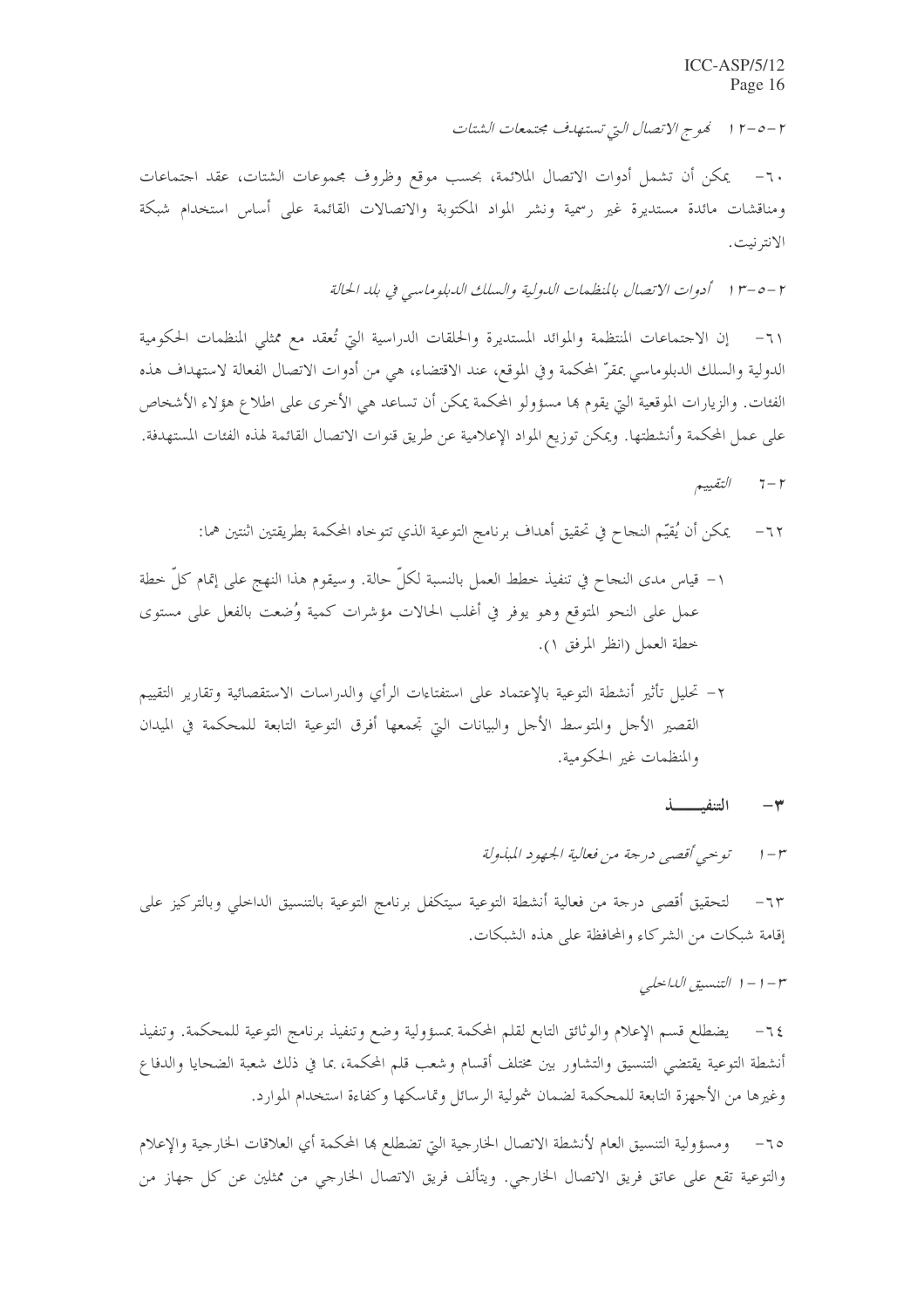*٢-٥-١٢ نموج الاتصال التي تستهدف مجتمعات الشتات*

٦٠- يمكن أن تشمل أدوات الاتصال الملائمة، بحسب موقع وظروف مجموعات الشتات، عقد اجتماعات ومناقشات مائدة مستديرة غير رسمية ونشر المواد المكتوبة والاتصالات القائمة على أساس استخدام شبكة الانترنيت.

*٢-٥-١٣ أدوات الاتصال بالمنظمات الدولية والسلك الدبلوماسي في بلد الحالة*

٦١- إن الاجتماعات المنتظمة والموائد المستديرة والحلقات الدراسية التي تُعقد مع ممثلي المنظمات الحكومية الدولية والسلك الدبلوماسي بمقرّ المحكمة وفي الموقع، عند الاقتضاء، هي من أدوات الاتصال الفعالة لاستهداف هذه الفئات. والزيارات الموقعية التي يقوم بها مسؤولو المحكمة يمكن أن تساعد هي الأخرى على اطلاع هؤلاء الأشخاص على عمل المحكمة وأنشطتها. ويمكن توزيع المواد الإعلامية عن طريق قنوات الاتصال القائمة لهذه الفئات المستهدفة.

*٢-٦ التقييم*

٦٢- يمكن أن يُقيّم النجاح في تحقيق أهداف برنامج التوعية الذي تتوخاه المحكمة بطريقتين اثنتين هما:

١- قياس مدى النجاح في تنفيذ خطط العمل بالنسبة لكلّ حالة. وسيقوم هذا النهج على إتمام كلّ خطة عمل على النحو المتوقع وهو يوفر في أغلب الحالات مؤشرات كمية وُضعت بالفعل على مستوى خطة العمل (انظر المرفق ١).

٢- تحليل تأثير أنشطة التوعية بالإعتماد على استفتاءات الرأي والدراسات الاستقصائية وتقارير التقييم القصير الأجل والمتوسط الأجل والبيانات التي تجمعها أفرق التوعية التابعة للمحكمة في الميدان والمنظمات غير الحكومية.

## ٣- التنفيـــــذ

*٣-١ توخي أقصى درجة من فعالية الجهود المبذولة*

٦٣- لتحقيق أقصى درجة من فعالية أنشطة التوعية سيتكفل برنامج التوعية بالتنسيق الداخلي وبالتركيز على إقامة شبكات من الشركاء والمحافظة على هذه الشبكات.

*٣-١-١ التنسيق الداخلي*

٦٤- يضطلع قسم الإعلام والوثائق التابع لقلم المحكمة بمسؤولية وضع وتنفيذ برنامج التوعية للمحكمة. وتنفيذ أنشطة التوعية يقتضي التنسيق والتشاور بين مختلف أقسام وشعب قلم المحكمة، بما في ذلك شعبة الضحايا والدفاع وغيرها من الأجهزة التابعة للمحكمة لضمان شمولية الرسائل وتماسكها وكفاءة استخدام الموارد.

٦٥- ومسؤولية التنسيق العام لأنشطة الاتصال الخارجية التي تضطلع بها المحكمة أي العلاقات الخارجية والإعلام والتوعية تقع على عاتق فريق الاتصال الخارجي. ويتألف فريق الاتصال الخارجي من ممثلين عن كل جهاز من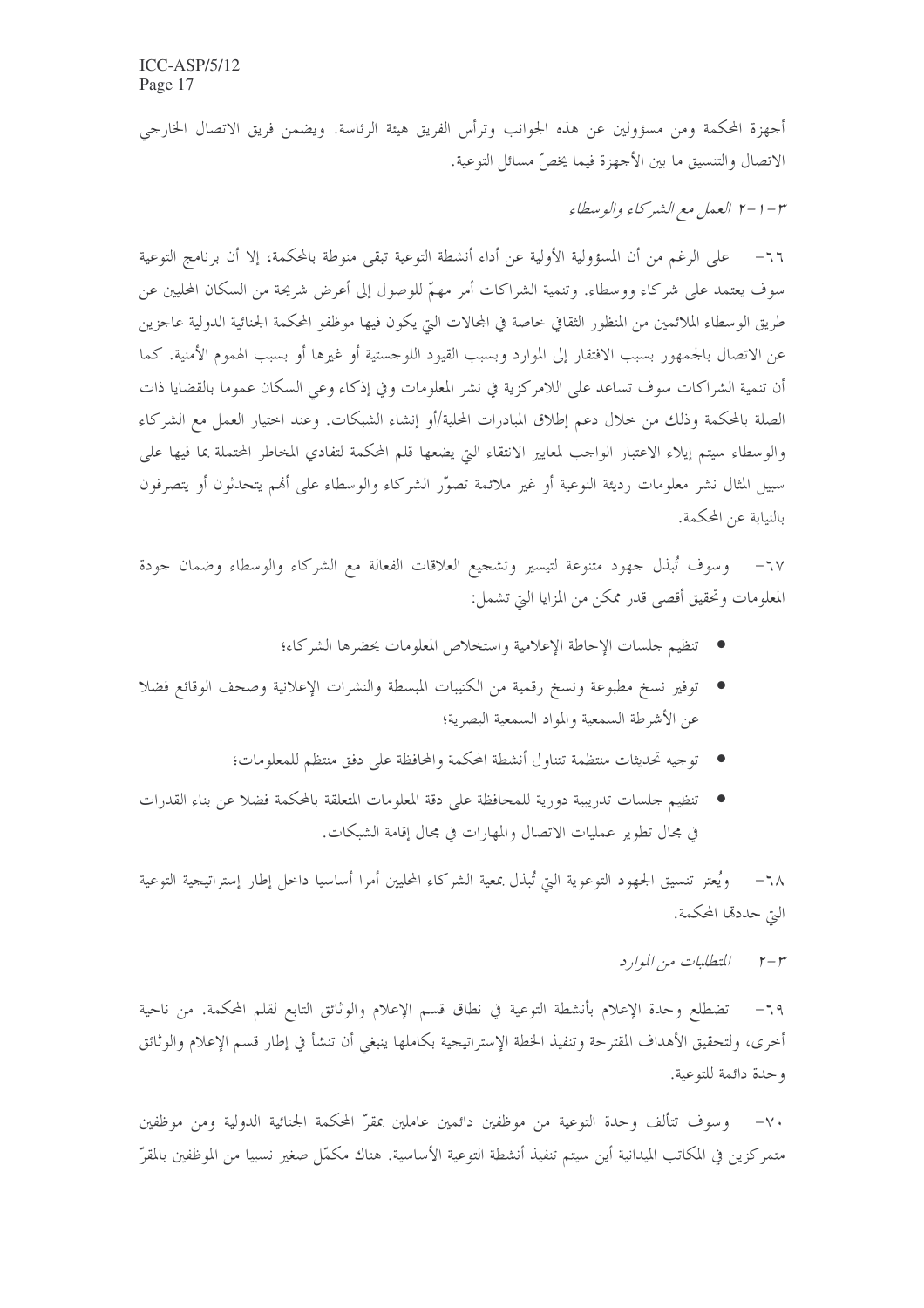أجهزة المحكمة ومن مسؤولين عن هذه الجوانب وترأس الفريق هيئة الرئاسة. ويضمن فريق الاتصال الخارجي الاتصال والتنسيق ما بين الأجهزة فيما يخصّ مسائل التوعية.

### ٣-١-٢ العمل مع الشركاء والوسطاء

٦٦- على الرغم من أن المسؤولية الأولية عن أداء أنشطة التوعية تبقى منوطة بالمحكمة، إلا أن برنامج التوعية سوف يعتمد على شركاء ووسطاء. وتنمية الشراكات أمر مهمّ للوصول إلى أعرض شريحة من السكان المحليين عن طريق الوسطاء الملائمين من المنظور الثقافي خاصة في المجالات التي يكون فيها موظفو المحكمة الجنائية الدولية عاجزين عن الاتصال بالجمهور بسبب الافتقار إلى الموارد وبسبب القيود اللوجستية أو غيرها أو بسبب الهموم الأمنية. كما أن تنمية الشراكات سوف تساعد على اللامركزية في نشر المعلومات وفي إذكاء وعي السكان عموما بالقضايا ذات الصلة بالمحكمة وذلك من خلال دعم إطلاق المبادرات المحلية/أو إنشاء الشبكات. وعند اختيار العمل مع الشركاء والوسطاء سيتم إيلاء الاعتبار الواجب لمعايير الانتقاء التي يضعها قلم المحكمة لتفادي المخاطر المحتملة بما فيها على سبيل المثال نشر معلومات رديئة النوعية أو غير ملائمة تصوّر الشركاء والوسطاء على أنهم يتحدثون أو يتصرفون بالنيابة عن المحكمة.

٦٧- وسوف تُبذل جهود متنوعة لتيسير وتشجيع العلاقات الفعالة مع الشركاء والوسطاء وضمان جودة المعلومات وتحقيق أقصى قدر ممكن من المزايا التي تشمل:

- تنظيم جلسات الإحاطة الإعلامية واستخلاص المعلومات يحضرها الشركاء؛
- توفير نسخ مطبوعة ونسخ رقمية من الكتيبات المبسطة والنشرات الإعلانية وصحف الوقائع فضلا عن الأشرطة السمعية والمواد السمعية البصرية؛
- توجيه تحديثات منتظمة تتناول أنشطة المحكمة والمحافظة على دفق منتظم للمعلومات؛
- تنظيم جلسات تدريبية دورية للمحافظة على دقة المعلومات المتعلقة بالمحكمة فضلا عن بناء القدرات في مجال تطوير عمليات الاتصال والمهارات في مجال إقامة الشبكات.

٦٨- ويُعتبر تنسيق الجهود التوعوية التي تُبذل بمعية الشركاء المحليين أمرا أساسيا داخل إطار إستراتيجية التوعية التي حددتها المحكمة.

### ٣-٢ المتطلبات من الموارد

٦٩- تضطلع وحدة الإعلام بأنشطة التوعية في نطاق قسم الإعلام والوثائق التابع لقلم المحكمة. من ناحية أخرى، ولتحقيق الأهداف المقترحة وتنفيذ الخطة الإستراتيجية بكاملها ينبغي أن تنشأ في إطار قسم الإعلام والوثائق وحدة دائمة للتوعية.

٧٠- وسوف تتألف وحدة التوعية من موظفين دائمين عاملين بمقرّ المحكمة الجنائية الدولية ومن موظفين متمركزين في المكاتب الميدانية أين سيتم تنفيذ أنشطة التوعية الأساسية. هناك مكمّل صغير نسبيا من الموظفين بالمقرّ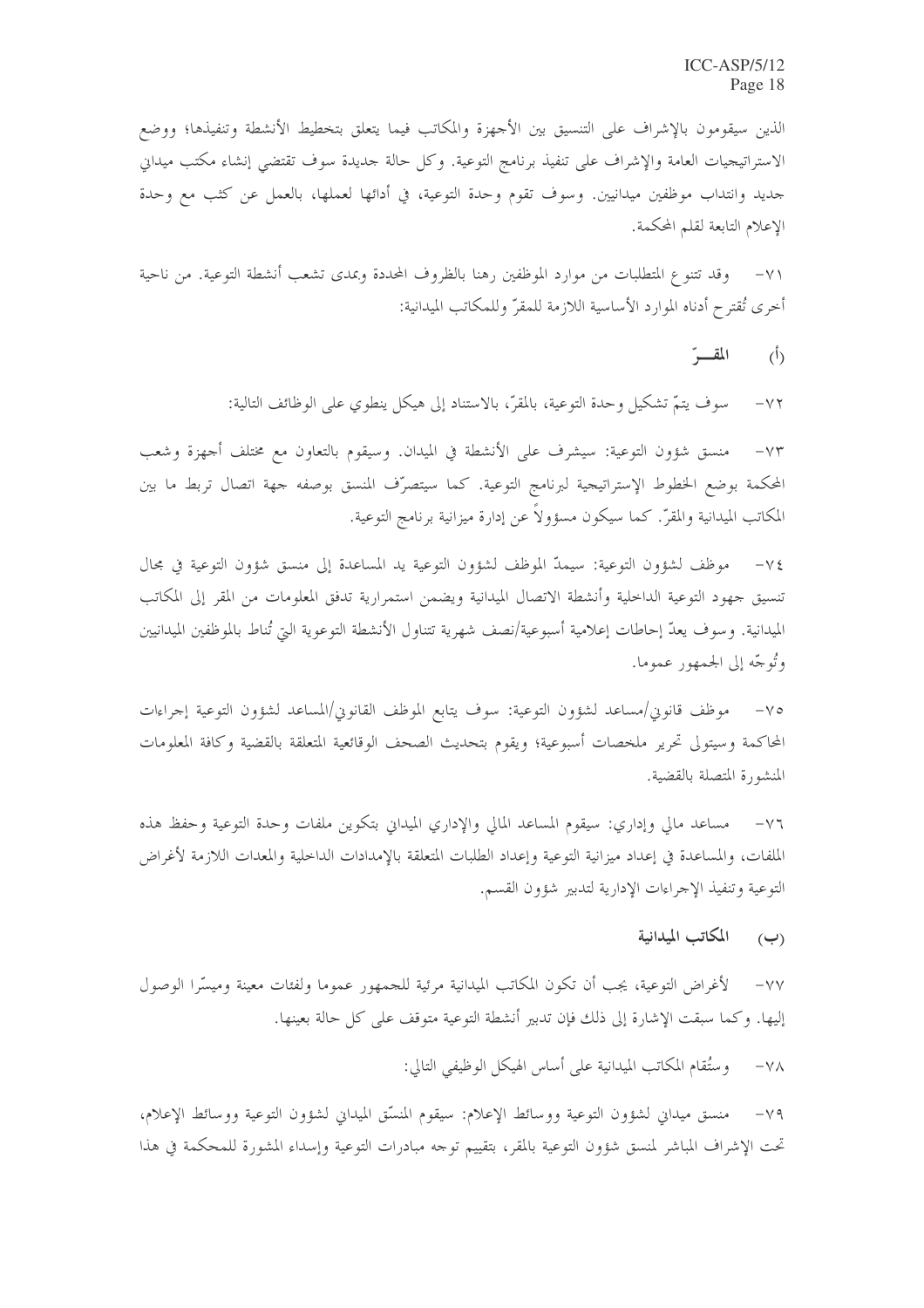الذين سيقومون بالإشراف على التنسيق بين الأجهزة والمكاتب فيما يتعلق بتخطيط الأنشطة وتنفيذها؛ ووضع الاستراتيجيات العامة والإشراف على تنفيذ برنامج التوعية. وكل حالة جديدة سوف تقتضي إنشاء مكتب ميداني جديد وانتداب موظفين ميدانيين. وسوف تقوم وحدة التوعية، في أدائها لعملها، بالعمل عن كثب مع وحدة الإعلام التابعة لقلم المحكمة.

٧١- وقد تتنوع المتطلبات من موارد الموظفين رهنا بالظروف المحددة وبمدى تشعب أنشطة التوعية. من ناحية أخرى تُقترح أدناه الموارد الأساسية اللازمة للمقرّ وللمكاتب الميدانية:

### (أ) المقـــرّ

٧٢- سوف يتمّ تشكيل وحدة التوعية، بالمقرّ، بالاستناد إلى هيكل ينطوي على الوظائف التالية:

٧٣- منسق شؤون التوعية: سيشرف على الأنشطة في الميدان. وسيقوم بالتعاون مع مختلف أجهزة وشعب المحكمة بوضع الخطوط الإستراتيجية لبرنامج التوعية. كما سيتصرّف المنسق بوصفه جهة اتصال تربط ما بين المكاتب الميدانية والمقرّ. كما سيكون مسؤولاً عن إدارة ميزانية برنامج التوعية.

٧٤- موظف لشؤون التوعية: سيمدّ الموظف لشؤون التوعية يد المساعدة إلى منسق شؤون التوعية في مجال تنسيق جهود التوعية الداخلية وأنشطة الاتصال الميدانية ويضمن استمرارية تدفق المعلومات من المقر إلى المكاتب الميدانية. وسوف يعدّ إحاطات إعلامية أسبوعية/نصف شهرية تتناول الأنشطة التوعوية التي تُناط بالموظفين الميدانيين وتُوجّه إلى الجمهور عموما.

٧٥- موظف قانوني/مساعد لشؤون التوعية: سوف يتابع الموظف القانوني/المساعد لشؤون التوعية إجراءات المحاكمة وسيتولى تحرير ملخصات أسبوعية؛ ويقوم بتحديث الصحف الوقائعية المتعلقة بالقضية وكافة المعلومات المنشورة المتصلة بالقضية.

٧٦- مساعد مالي وإداري: سيقوم المساعد المالي والإداري الميداني بتكوين ملفات وحدة التوعية وحفظ هذه الملفات، والمساعدة في إعداد ميزانية التوعية وإعداد الطلبات المتعلقة بالإمدادات الداخلية والمعدات اللازمة لأغراض التوعية وتنفيذ الإجراءات الإدارية لتدبير شؤون القسم.

### (ب) المكاتب الميدانية

٧٧- لأغراض التوعية، يجب أن تكون المكاتب الميدانية مرئية للجمهور عموما ولفئات معينة وميسّرا الوصول إليها. وكما سبقت الإشارة إلى ذلك فإن تدبير أنشطة التوعية متوقف على كل حالة بعينها.

٧٨- وستُقام المكاتب الميدانية على أساس الهيكل الوظيفي التالي:

٧٩- منسق ميداني لشؤون التوعية ووسائط الإعلام: سيقوم المنسّق الميداني لشؤون التوعية ووسائط الإعلام، تحت الإشراف المباشر لمنسق شؤون التوعية بالمقر، بتقييم توجه مبادرات التوعية وإسداء المشورة للمحكمة في هذا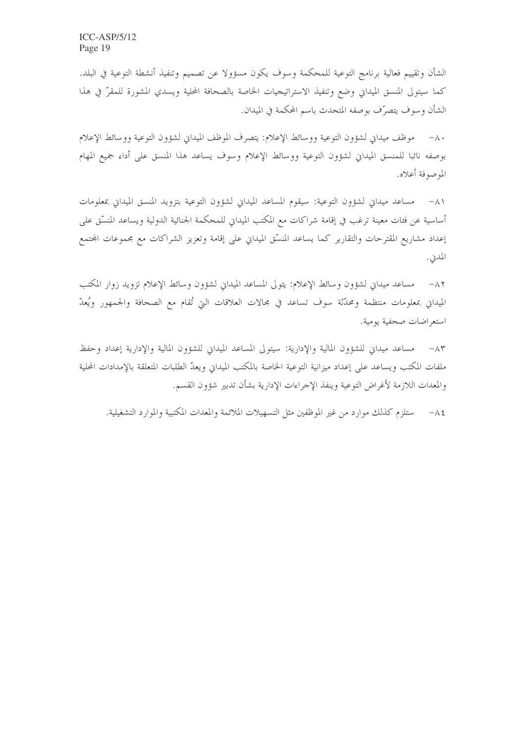الشأن وتقييم فعالية برنامج التوعية للمحكمة وسوف يكون مسؤولا عن تصميم وتنفيذ أنشطة التوعية في البلد. كما سيتولى المنسق الميداني وضع وتنفيذ الاستراتيجيات الخاصة بالصحافة المحلية ويسدي المشورة للمقرّ في هذا الشأن وسوف يتصرّف بوصفه المتحدث باسم المحكمة في الميدان.

٨٠- موظف ميداني لشؤون التوعية ووسائط الإعلام: يتصرف الموظف الميداني لشؤون التوعية ووسائط الإعلام بوصفه نائبا للمنسق الميداني لشؤون التوعية ووسائط الإعلام وسوف يساعد هذا المنسق على أداء جميع المهام الموصوفة أعلاه.

٨١- مساعد ميداني لشؤون التوعية: سيقوم المساعد الميداني لشؤون التوعية بتزويد المنسق الميداني بمعلومات أساسية عن فئات معينة ترغب في إقامة شراكات مع المكتب الميداني للمحكمة الجنائية الدولية ويساعد المنسّق على إعداد مشاريع المقترحات والتقارير كما يساعد المنسّق الميداني على إقامة وتعزيز الشراكات مع مجموعات المجتمع المدني.

٨٢- مساعد ميداني لشؤون وسائط الإعلام: يتولى المساعد الميداني لشؤون وسائط الإعلام تزويد زوار المكتب الميداني بمعلومات منتظمة ومحدّثة سوف تساعد في مجالات العلاقات التي تُقام مع الصحافة والجمهور ويُعدّ استعراضات صحفية يومية.

٨٣- مساعد ميداني للشؤون المالية والإدارية: سيتولى المساعد الميداني للشؤون المالية والإدارية إعداد وحفظ ملفات المكتب ويساعد على إعداد ميزانية التوعية الخاصة بالمكتب الميداني ويعدّ الطلبات المتعلقة بالإمدادات المحلية والمعدات اللازمة لأغراض التوعية وينفذ الإجراءات الإدارية بشأن تدبير شؤون القسم.

٨٤- ستلزم كذلك موارد من غير الموظفين مثل التسهيلات الملائمة والمعدات المكتبية والموارد التشغيلية.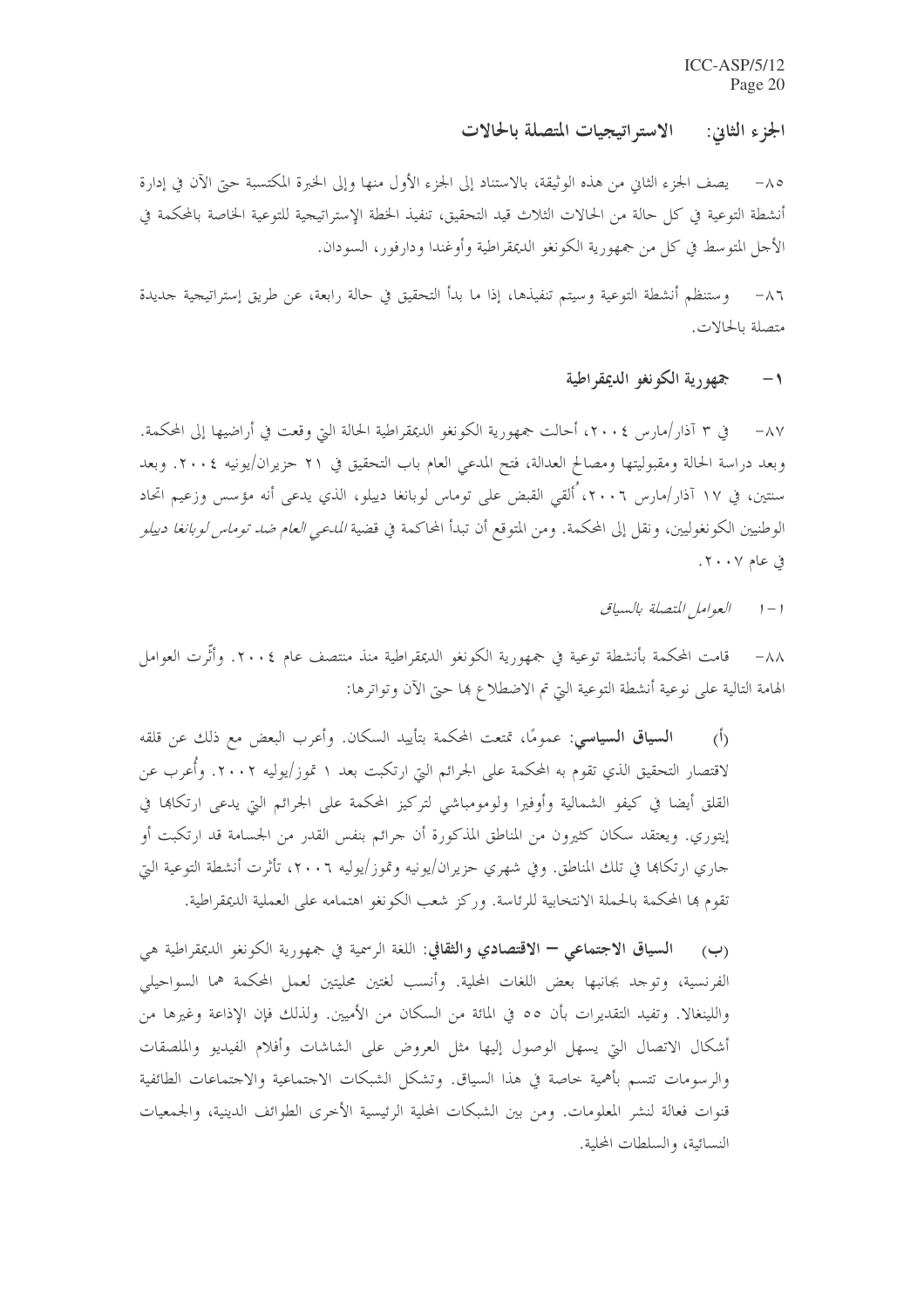## الجزء الثاني: الاستراتيجيات المتصلة بالحالات

٨٥- يصف الجزء الثاني من هذه الوثيقة، بالاستناد إلى الجزء الأول منها وإلى الخبرة المكتسبة حتى الآن في إدارة أنشطة التوعية في كل حالة من الحالات الثلاث قيد التحقيق، تنفيذ الخطة الإستراتيجية للتوعية الخاصة بالمحكمة في الأجل المتوسط في كل من جمهورية الكونغو الديمقراطية وأوغندا ودارفور، السودان.

٨٦- وستنظم أنشطة التوعية وسيتم تنفيذها، إذا ما بدأ التحقيق في حالة رابعة، عن طريق إستراتيجية جديدة متصلة بالحالات.

### ١- جمهورية الكونغو الديمقراطية

٨٧- في ٣ آذار/مارس ٢٠٠٤، أحالت جمهورية الكونغو الديمقراطية الحالة التي وقعت في أراضيها إلى المحكمة. وبعد دراسة الحالة ومقبوليتها ومصالح العدالة، فتح المدعي العام باب التحقيق في ٢١ حزيران/يونيه ٢٠٠٤. وبعد سنتين، في ١٧ آذار/مارس ٢٠٠٦، أُلقي القبض على توماس لوبانغا دييلو، الذي يدعى أنه مؤسس وزعيم اتحاد الوطنيين الكونغوليين، ونقل إلى المحكمة. ومن المتوقع أن تبدأ المحاكمة في قضية *المدعي العام ضد توماس لوبانغا دييلو* في عام ٢٠٠٧.

#### ١-١ *العوامل المتصلة بالسياق*

٨٨- قامت المحكمة بأنشطة توعية في جمهورية الكونغو الديمقراطية منذ منتصف عام ٢٠٠٤. وأثّرت العوامل الهامة التالية على نوعية أنشطة التوعية التي تم الاضطلاع بها حتى الآن وتواترها:

(أ) **السياق السياسي**: عمومًا، تمتعت المحكمة بتأييد السكان. وأعرب البعض مع ذلك عن قلقه لاقتصار التحقيق الذي تقوم به المحكمة على الجرائم التي ارتكبت بعد ١ تموز/يوليه ٢٠٠٢. وأُعرب عن القلق أيضا في كيفو الشمالية وأوفيرا ولومومباشي لتركيز المحكمة على الجرائم التي يدعى ارتكابها في إيتوري. ويعتقد سكان كثيرون من المناطق المذكورة أن جرائم بنفس القدر من الجسامة قد ارتكبت أو جاري ارتكابها في تلك المناطق. وفي شهري حزيران/يونيه وتموز/يوليه ٢٠٠٦، تأثرت أنشطة التوعية التي تقوم بها المحكمة بالحملة الانتخابية للرئاسة. وركز شعب الكونغو اهتمامه على العملية الديمقراطية.

(ب) **السياق الاجتماعي – الاقتصادي والثقافي**: اللغة الرسمية في جمهورية الكونغو الديمقراطية هي الفرنسية، وتوجد بجانبها بعض اللغات المحلية. وأنسب لغتين محليتين لعمل المحكمة هما السواحيلي واللينغالا. وتفيد التقديرات بأن ٥٥ في المائة من السكان من الأميين. ولذلك فإن الإذاعة وغيرها من أشكال الاتصال التي يسهل الوصول إليها مثل العروض على الشاشات وأفلام الفيديو والملصقات والرسومات تتسم بأهمية خاصة في هذا السياق. وتشكل الشبكات الاجتماعية والاجتماعات الطائفية قنوات فعالة لنشر المعلومات. ومن بين الشبكات المحلية الرئيسية الأخرى الطوائف الدينية، والجمعيات النسائية، والسلطات المحلية.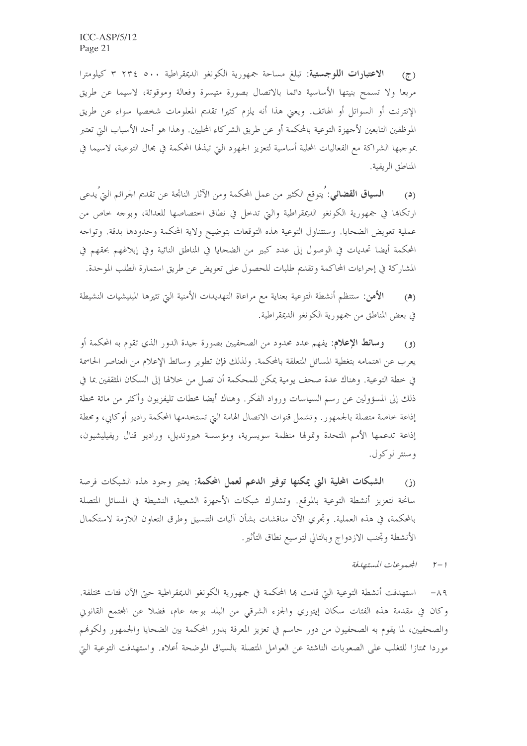(ج) **الاعتبارات اللوجستية**: تبلغ مساحة جمهورية الكونغو الديمقراطية ٥٠٠ ٢٣٤ ٣ كيلومترا مربعا ولا تسمح بنيتها الأساسية دائما بالاتصال بصورة متيسرة وفعالة وموقوتة، لاسيما عن طريق الإنترنت أو السواتل أو الهاتف. ويعني هذا أنه يلزم كثيرا تقديم المعلومات شخصيا سواء عن طريق الموظفين التابعين لأجهزة التوعية بالمحكمة أو عن طريق الشركاء المحليين. وهذا هو أحد الأسباب التي تعتبر بموجبها الشراكة مع الفعاليات المحلية أساسية لتعزيز الجهود التي تبذلها المحكمة في مجال التوعية، لاسيما في المناطق الريفية.

(د) **السياق القضائي**: يُتوقع الكثير من عمل المحكمة ومن الآثار الناتجة عن تقديم الجرائم التي يُدعى ارتكابها في جمهورية الكونغو الديمقراطية والتي تدخل في نطاق اختصاصها للعدالة، وبوجه خاص من عملية تعويض الضحايا. وستتناول التوعية هذه التوقعات بتوضيح ولاية المحكمة وحدودها بدقة. وتواجه المحكمة أيضا تحديات في الوصول إلى عدد كبير من الضحايا في المناطق النائية وفي إبلاغهم بحقهم في المشاركة في إجراءات المحاكمة وتقديم طلبات للحصول على تعويض عن طريق استمارة الطلب الموحدة.

(هـ) **الأمن**: ستنظم أنشطة التوعية بعناية مع مراعاة التهديدات الأمنية التي تثيرها الميليشيات النشيطة في بعض المناطق من جمهورية الكونغو الديمقراطية.

(و) **وسائط الإعلام**: يفهم عدد محدود من الصحفيين بصورة جيدة الدور الذي تقوم به المحكمة أو يعرب عن اهتمامه بتغطية المسائل المتعلقة بالمحكمة. ولذلك فإن تطوير وسائط الإعلام من العناصر الحاسمة في خطة التوعية. وهناك عدة صحف يومية يمكن للمحكمة أن تصل من خلالها إلى السكان المثقفين بما في ذلك إلى المسؤولين عن رسم السياسات ورواد الفكر. وهناك أيضا محطات تليفزيون وأكثر من مائة محطة إذاعة خاصة متصلة بالجمهور. وتشمل قنوات الاتصال الهامة التي تستخدمها المحكمة راديو أوكابي، ومحطة إذاعة تدعمها الأمم المتحدة وتمولها منظمة سويسرية، ومؤسسة هيروندیل، وراديو قنال ريفيليشيون، وسنتر لوكول.

(ز) **الشبكات المحلية التي يمكنها توفير الدعم لعمل المحكمة**: يعتبر وجود هذه الشبكات فرصة سانحة لتعزيز أنشطة التوعية بالموقع. وتشارك شبكات الأجهزة الشعبية، النشيطة في المسائل المتصلة بالمحكمة، في هذه العملية. وتجري الآن مناقشات بشأن آليات التنسيق وطرق التعاون اللازمة لاستكمال الأنشطة وتجنب الازدواج وبالتالي لتوسيع نطاق التأثير.

### ١-٢ *المجموعات المستهدفة*

٨٩- استهدفت أنشطة التوعية التي قامت بها المحكمة في جمهورية الكونغو الديمقراطية حتى الآن فئات مختلفة. وكان في مقدمة هذه الفئات سكان إيتوري والجزء الشرقي من البلد بوجه عام، فضلا عن المجتمع القانوني والصحفيين، لما يقوم به الصحفيون من دور حاسم في تعزيز المعرفة بدور المحكمة بين الضحايا والجمهور ولكونهم موردا ممتازا للتغلب على الصعوبات الناشئة عن العوامل المتصلة بالسياق الموضحة أعلاه. واستهدفت التوعية التي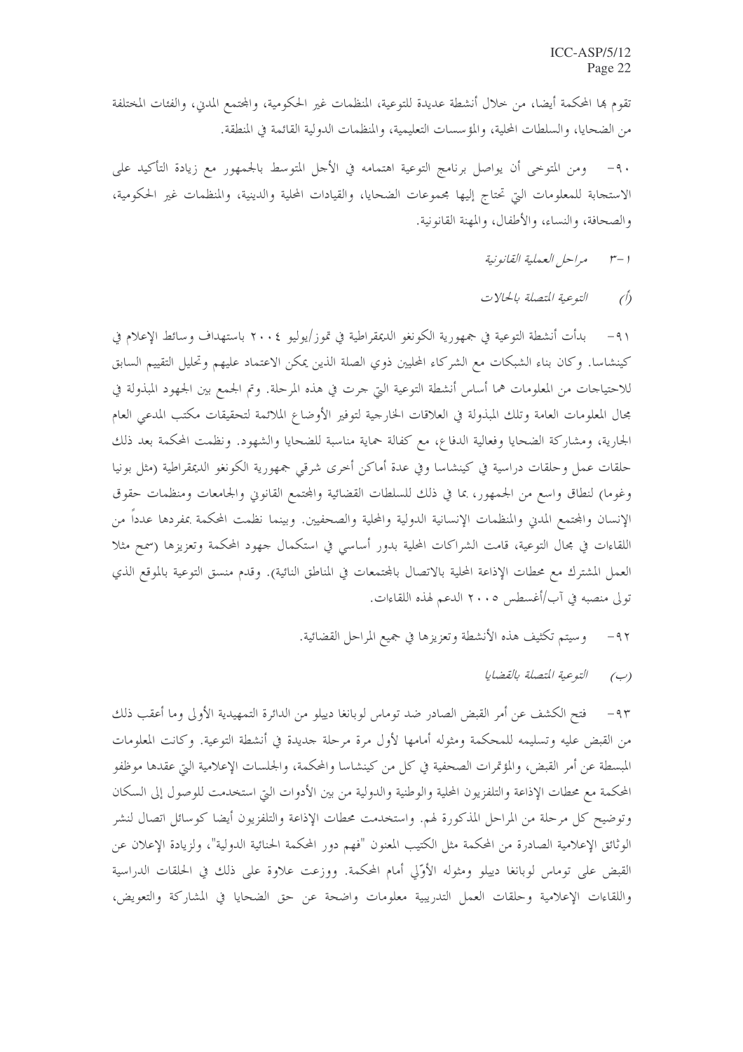تقوم بها المحكمة أيضا، من خلال أنشطة عديدة للتوعية، المنظمات غير الحكومية، والمجتمع المدني، والفئات المختلفة من الضحايا، والسلطات المحلية، والمؤسسات التعليمية، والمنظمات الدولية القائمة في المنطقة.

٩٠- ومن المتوخى أن يواصل برنامج التوعية اهتمامه في الأجل المتوسط بالجمهور مع زيادة التأكيد على الاستجابة للمعلومات التي تحتاج إليها مجموعات الضحايا، والقيادات المحلية والدينية، والمنظمات غير الحكومية، والصحافة، والنساء، والأطفال، والمهنة القانونية.

### ١-٣ *مراحل العملية القانونية*

#### (أ) *التوعية المتصلة بالحالات*

٩١- بدأت أنشطة التوعية في جمهورية الكونغو الديمقراطية في تموز/يوليو ٢٠٠٤ باستهداف وسائط الإعلام في كينشاسا. وكان بناء الشبكات مع الشركاء المحليين ذوي الصلة الذين يمكن الاعتماد عليهم وتحليل التقييم السابق للاحتياجات من المعلومات هما أساس أنشطة التوعية التي جرت في هذه المرحلة. وتم الجمع بين الجهود المبذولة في مجال المعلومات العامة وتلك المبذولة في العلاقات الخارجية لتوفير الأوضاع الملائمة لتحقيقات مكتب المدعي العام الجارية، ومشاركة الضحايا وفعالية الدفاع، مع كفالة حماية مناسبة للضحايا والشهود. ونظمت المحكمة بعد ذلك حلقات عمل وحلقات دراسية في كينشاسا وفي عدة أماكن أخرى شرقي جمهورية الكونغو الديمقراطية (مثل بونيا وغوما) لنطاق واسع من الجمهور، بما في ذلك للسلطات القضائية والمجتمع القانوني والجامعات ومنظمات حقوق الإنسان والمجتمع المدني والمنظمات الإنسانية الدولية والمحلية والصحفيين. وبينما نظمت المحكمة بمفردها عدداً من اللقاءات في مجال التوعية، قامت الشراكات المحلية بدور أساسي في استكمال جهود المحكمة وتعزيزها (سمح مثلا العمل المشترك مع محطات الإذاعة المحلية بالاتصال بالمجتمعات في المناطق النائية). وقدم منسق التوعية بالموقع الذي تولى منصبه في آب/أغسطس ٢٠٠٥ الدعم لهذه اللقاءات.

٩٢- وسيتم تكثيف هذه الأنشطة وتعزيزها في جميع المراحل القضائية.

#### (ب) *التوعية المتصلة بالقضايا*

٩٣- فتح الكشف عن أمر القبض الصادر ضد توماس لوبانغا دييلو من الدائرة التمهيدية الأولى وما أعقب ذلك من القبض عليه وتسليمه للمحكمة ومثوله أمامها لأول مرة مرحلة جديدة في أنشطة التوعية. وكانت المعلومات المبسطة عن أمر القبض، والمؤتمرات الصحفية في كل من كينشاسا والمحكمة، والجلسات الإعلامية التي عقدها موظفو المحكمة مع محطات الإذاعة والتلفزيون المحلية والوطنية والدولية من بين الأدوات التي استخدمت للوصول إلى السكان وتوضيح كل مرحلة من المراحل المذكورة لهم. واستخدمت محطات الإذاعة والتلفزيون أيضا كوسائل اتصال لنشر الوثائق الإعلامية الصادرة من المحكمة مثل الكتيب المعنون "فهم دور المحكمة الجنائية الدولية"، ولزيادة الإعلان عن القبض على توماس لوبانغا دييلو ومثوله الأوّلي أمام المحكمة. ووزعت علاوة على ذلك في الحلقات الدراسية واللقاءات الإعلامية وحلقات العمل التدريبية معلومات واضحة عن حق الضحايا في المشاركة والتعويض،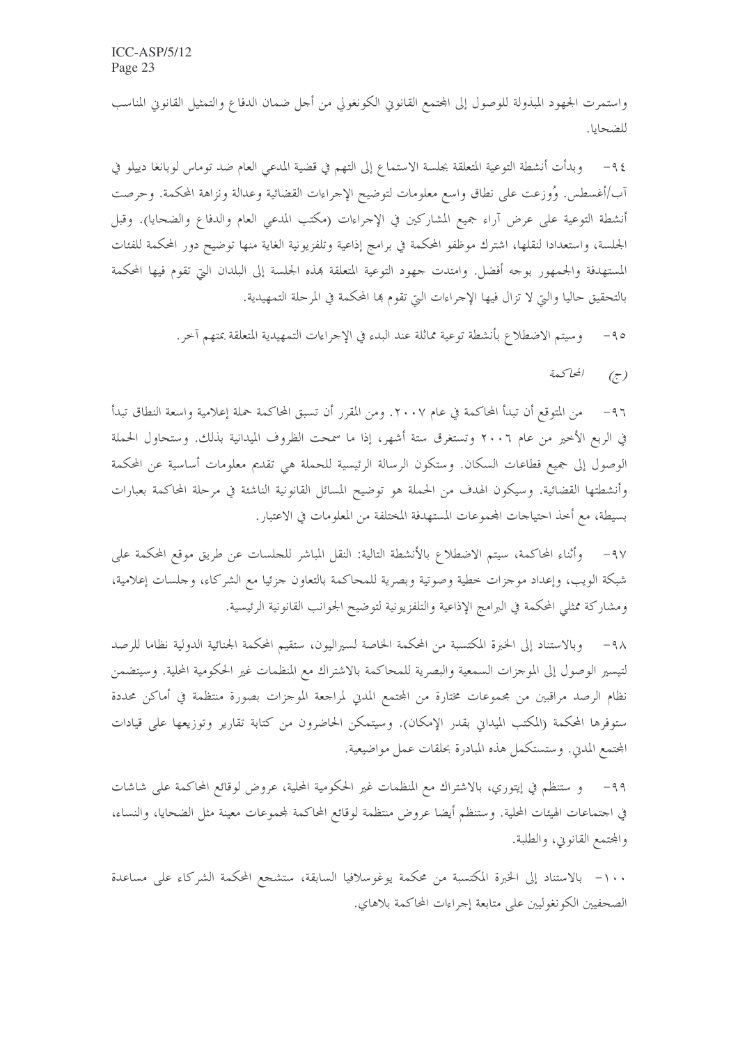واستمرت الجهود المبذولة للوصول إلى المجتمع القانوني الكونغولي من أجل ضمان الدفاع والتمثيل القانوني المناسب للضحايا.

٩٤- وبدأت أنشطة التوعية المتعلقة بجلسة الاستماع إلى التهم في قضية المدعي العام ضد توماس لوبانغا دييلو في آب/أغسطس. وُوزعت على نطاق واسع معلومات لتوضيح الإجراءات القضائية وعدالة ونزاهة المحكمة. وحرصت أنشطة التوعية على عرض آراء جميع المشاركين في الإجراءات (مكتب المدعي العام والدفاع والضحايا). وقبل الجلسة، واستعدادا لنقلها، اشترك موظفو المحكمة في برامج إذاعية وتلفزيونية الغاية منها توضيح دور المحكمة للفئات المستهدفة والجمهور بوجه أفضل. وامتدت جهود التوعية المتعلقة بهذه الجلسة إلى البلدان التي تقوم فيها المحكمة بالتحقيق حاليا والتي لا تزال فيها الإجراءات التي تقوم بها المحكمة في المرحلة التمهيدية.

٩٥- وسيتم الاضطلاع بأنشطة توعية مماثلة عند البدء في الإجراءات التمهيدية المتعلقة بمتهم آخر.

*(ج) المحاكمة*

٩٦- من المتوقع أن تبدأ المحاكمة في عام ٢٠٠٧. ومن المقرر أن تسبق المحاكمة حملة إعلامية واسعة النطاق تبدأ في الربع الأخير من عام ٢٠٠٦ وتستغرق ستة أشهر، إذا ما سمحت الظروف الميدانية بذلك. وستحاول الحملة الوصول إلى جميع قطاعات السكان. وستكون الرسالة الرئيسية للحملة هي تقديم معلومات أساسية عن المحكمة وأنشطتها القضائية. وسيكون الهدف من الحملة هو توضيح المسائل القانونية الناشئة في مرحلة المحاكمة بعبارات بسيطة، مع أخذ احتياجات المجموعات المستهدفة المختلفة من المعلومات في الاعتبار.

٩٧- وأثناء المحاكمة، سيتم الاضطلاع بالأنشطة التالية: النقل المباشر للجلسات عن طريق موقع المحكمة على شبكة الويب، وإعداد موجزات خطية وصوتية وبصرية للمحاكمة بالتعاون جزئيا مع الشركاء، وجلسات إعلامية، ومشاركة ممثلي المحكمة في البرامج الإذاعية والتلفزيونية لتوضيح الجوانب القانونية الرئيسية.

٩٨- وبالاستناد إلى الخبرة المكتسبة من المحكمة الخاصة لسيراليون، ستقيم المحكمة الجنائية الدولية نظاما للرصد لتيسير الوصول إلى الموجزات السمعية والبصرية للمحاكمة بالاشتراك مع المنظمات غير الحكومية المحلية. وسيتضمن نظام الرصد مراقبين من مجموعات مختارة من المجتمع المدني لمراجعة الموجزات بصورة منتظمة في أماكن محددة ستوفرها المحكمة (المكتب الميداني بقدر الإمكان). وسيتمكن الحاضرون من كتابة تقارير وتوزيعها على قيادات المجتمع المدني. وستستكمل هذه المبادرة بحلقات عمل مواضيعية.

٩٩- و ستنظم في إيتوري، بالاشتراك مع المنظمات غير الحكومية المحلية، عروض لوقائع المحاكمة على شاشات في اجتماعات الهيئات المحلية. وستنظم أيضا عروض منتظمة لوقائع المحاكمة لمجموعات معينة مثل الضحايا، والنساء، والمجتمع القانوني، والطلبة.

١٠٠- بالاستناد إلى الخبرة المكتسبة من محكمة يوغوسلافيا السابقة، ستشجع المحكمة الشركاء على مساعدة الصحفيين الكونغوليين على متابعة إجراءات المحاكمة بلاهاي.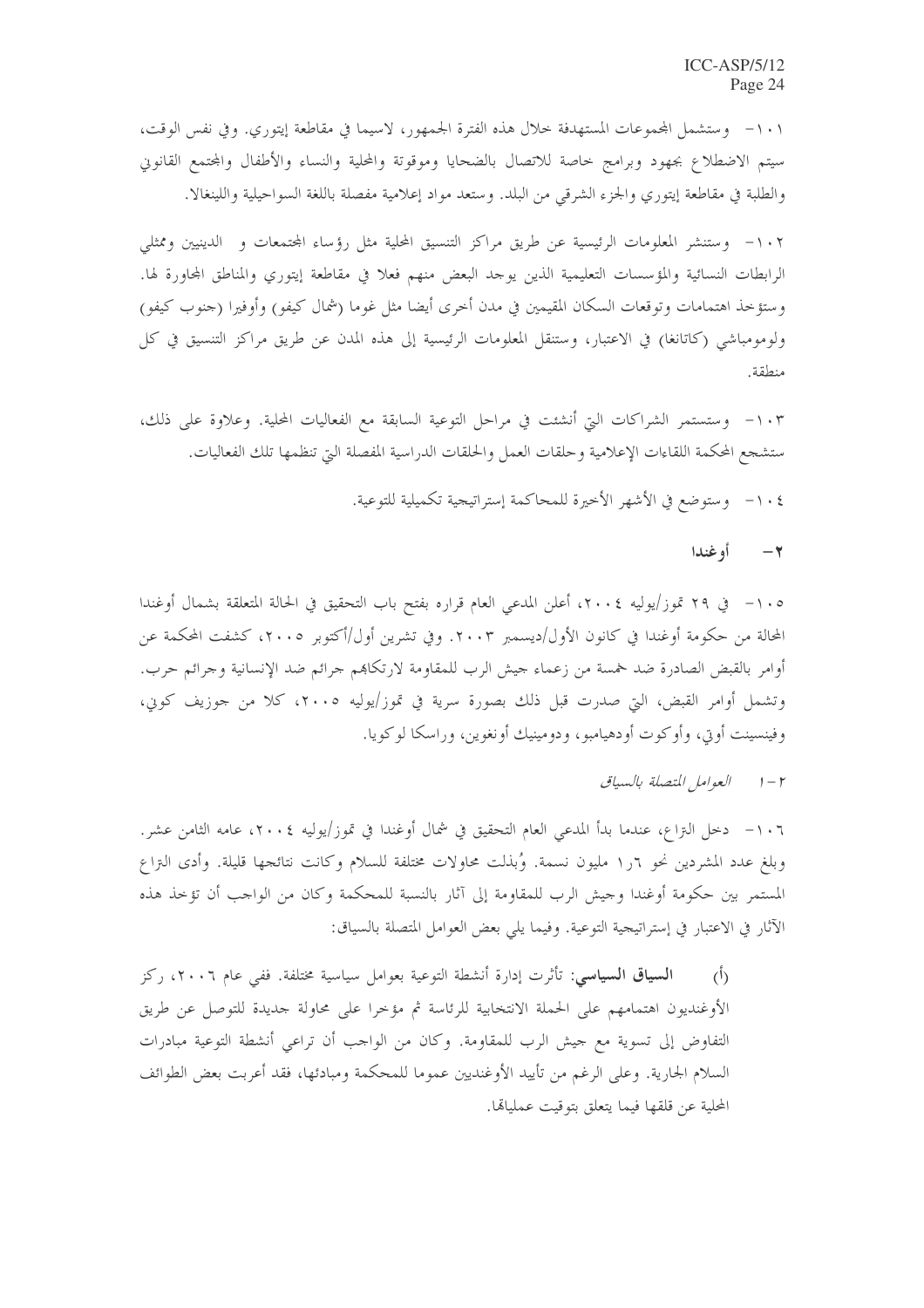١٠١- وستشمل المجموعات المستهدفة خلال هذه الفترة الجمهور، لاسيما في مقاطعة إيتوري. وفي نفس الوقت، سيتم الاضطلاع بجهود وبرامج خاصة للاتصال بالضحايا وموقوتة والمحلية والنساء والأطفال والمجتمع القانوني والطلبة في مقاطعة إيتوري والجزء الشرقي من البلد. وستعد مواد إعلامية مفصلة باللغة السواحيلية واللينغالا.

١٠٢- وستنشر المعلومات الرئيسية عن طريق مراكز التنسيق المحلية مثل رؤساء المجتمعات و الدينيين وممثلي الرابطات النسائية والمؤسسات التعليمية الذين يوجد البعض منهم فعلا في مقاطعة إيتوري والمناطق المجاورة لها. وستؤخذ اهتمامات وتوقعات السكان المقيمين في مدن أخرى أيضا مثل غوما (شمال كيفو) وأوفيرا (جنوب كيفو) ولومومباشي (كاتانغا) في الاعتبار، وستنقل المعلومات الرئيسية إلى هذه المدن عن طريق مراكز التنسيق في كل منطقة.

١٠٣- وستستمر الشراكات التي أنشئت في مراحل التوعية السابقة مع الفعاليات المحلية. وعلاوة على ذلك، ستشجع المحكمة اللقاءات الإعلامية وحلقات العمل والحلقات الدراسية المفصلة التي تنظمها تلك الفعاليات.

١٠٤- وستوضع في الأشهر الأخيرة للمحاكمة إستراتيجية تكميلية للتوعية.

## ٢- أوغندا

١٠٥- في ٢٩ تموز/يوليه ٢٠٠٤، أعلن المدعي العام قراره بفتح باب التحقيق في الحالة المتعلقة بشمال أوغندا المحالة من حكومة أوغندا في كانون الأول/ديسمبر ٢٠٠٣. وفي تشرين أول/أكتوبر ٢٠٠٥، كشفت المحكمة عن أوامر بالقبض الصادرة ضد خمسة من زعماء جيش الرب للمقاومة لارتكابهم جرائم ضد الإنسانية وجرائم حرب. وتشمل أوامر القبض، التي صدرت قبل ذلك بصورة سرية في تموز/يوليه ٢٠٠٥، كلا من جوزيف كوني، وفينسينت أوتي، وأوكوت أودهيامبو، ودومينيك أونغوين، وراسكا لوكويا.

### ٢-١ *العوامل المتصلة بالسياق*

١٠٦- دخل النزاع، عندما بدأ المدعي العام التحقيق في شمال أوغندا في تموز/يوليه ٢٠٠٤، عامه الثامن عشر. وبلغ عدد المشردين نحو ١٫٦ مليون نسمة. وُبذلت محاولات مختلفة للسلام وكانت نتائجها قليلة. وأدى النزاع المستمر بين حكومة أوغندا وجيش الرب للمقاومة إلى آثار بالنسبة للمحكمة وكان من الواجب أن تؤخذ هذه الآثار في الاعتبار في إستراتيجية التوعية. وفيما يلي بعض العوامل المتصلة بالسياق:

(أ) **السياق السياسي:** تأثرت إدارة أنشطة التوعية بعوامل سياسية مختلفة. ففي عام ٢٠٠٦، ركز الأوغنديون اهتمامهم على الحملة الانتخابية للرئاسة ثم مؤخرا على محاولة جديدة للتوصل عن طريق التفاوض إلى تسوية مع جيش الرب للمقاومة. وكان من الواجب أن تراعي أنشطة التوعية مبادرات السلام الجارية. وعلى الرغم من تأييد الأوغنديين عموما للمحكمة ومبادئها، فقد أعربت بعض الطوائف المحلية عن قلقها فيما يتعلق بتوقيت عملياتها.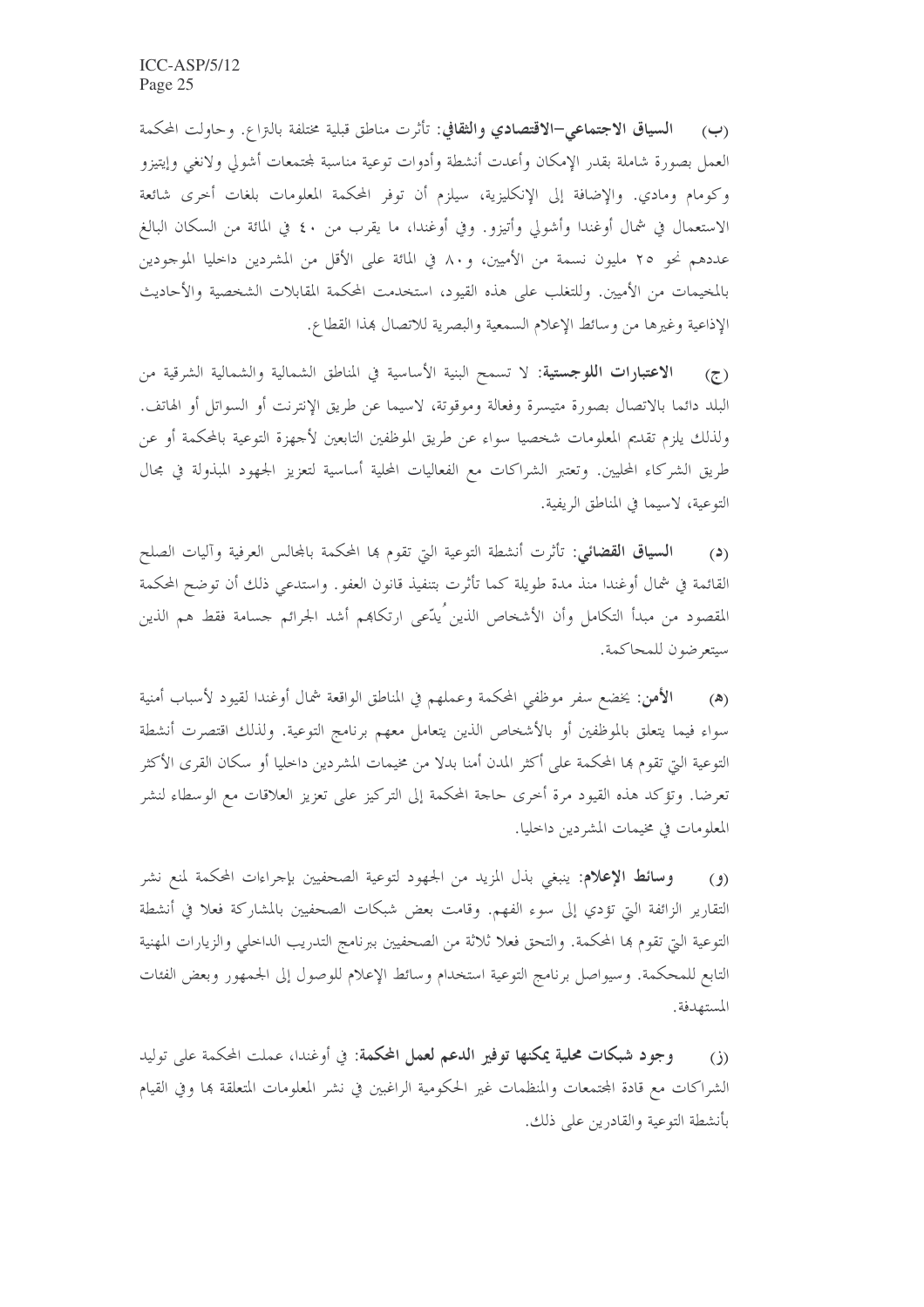(ب) **السياق الاجتماعي–الاقتصادي والثقافي**: تأثرت مناطق قبلية مختلفة بالنزاع. وحاولت المحكمة العمل بصورة شاملة بقدر الإمكان وأعدت أنشطة وأدوات توعية مناسبة لمجتمعات أشولي ولانغي وإيتيزو وكومام ومادي. وبالإضافة إلى الإنكليزية، سيلزم أن توفر المحكمة المعلومات بلغات أخرى شائعة الاستعمال في شمال أوغندا وأشولي وأتيزو. وفي أوغندا، ما يقرب من ٤٠ في المائة من السكان البالغ عددهم نحو ٢٥ مليون نسمة من الأميين، و٨٠ في المائة على الأقل من المشردين داخليا الموجودين بالمخيمات من الأميين. وللتغلب على هذه القيود، استخدمت المحكمة المقابلات الشخصية والأحاديث الإذاعية وغيرها من وسائط الإعلام السمعية والبصرية للاتصال بهذا القطاع.

(ج) **الاعتبارات اللوجستية**: لا تسمح البنية الأساسية في المناطق الشمالية والشمالية الشرقية من البلد دائما بالاتصال بصورة متيسرة وفعالة وموقوتة، لاسيما عن طريق الإنترنت أو السواتل أو الهاتف. ولذلك يلزم تقديم المعلومات شخصيا سواء عن طريق الموظفين التابعين لأجهزة التوعية بالمحكمة أو عن طريق الشركاء المحليين. وتعتبر الشراكات مع الفعاليات المحلية أساسية لتعزيز الجهود المبذولة في مجال التوعية، لاسيما في المناطق الريفية.

(د) **السياق القضائي**: تأثرت أنشطة التوعية التي تقوم بها المحكمة بالمجالس العرفية وآليات الصلح القائمة في شمال أوغندا منذ مدة طويلة كما تأثرت بتنفيذ قانون العفو. واستدعي ذلك أن توضح المحكمة المقصود من مبدأ التكامل وأن الأشخاص الذين يُدّعى ارتكابهم أشد الجرائم جسامة فقط هم الذين سيتعرضون للمحاكمة.

(هـ) **الأمن**: يخضع سفر موظفي المحكمة وعملهم في المناطق الواقعة شمال أوغندا لقيود لأسباب أمنية سواء فيما يتعلق بالموظفين أو بالأشخاص الذين يتعامل معهم برنامج التوعية. ولذلك اقتصرت أنشطة التوعية التي تقوم بها المحكمة على أكثر المدن أمنا بدلا من مخيمات المشردين داخليا أو سكان القرى الأكثر تعرضا. وتؤكد هذه القيود مرة أخرى حاجة المحكمة إلى التركيز على تعزيز العلاقات مع الوسطاء لنشر المعلومات في مخيمات المشردين داخليا.

(و) **وسائط الإعلام**: ينبغي بذل المزيد من الجهود لتوعية الصحفيين بإجراءات المحكمة لمنع نشر التقارير الزائفة التي تؤدي إلى سوء الفهم. وقامت بعض شبكات الصحفيين بالمشاركة فعلا في أنشطة التوعية التي تقوم بها المحكمة. والتحق فعلا ثلاثة من الصحفيين ببرنامج التدريب الداخلي والزيارات المهنية التابع للمحكمة. وسيواصل برنامج التوعية استخدام وسائط الإعلام للوصول إلى الجمهور وبعض الفئات المستهدفة.

(ز) **وجود شبكات محلية يمكنها توفير الدعم لعمل المحكمة**: في أوغندا، عملت المحكمة على توليد الشراكات مع قادة المجتمعات والمنظمات غير الحكومية الراغبين في نشر المعلومات المتعلقة بها وفي القيام بأنشطة التوعية والقادرين على ذلك.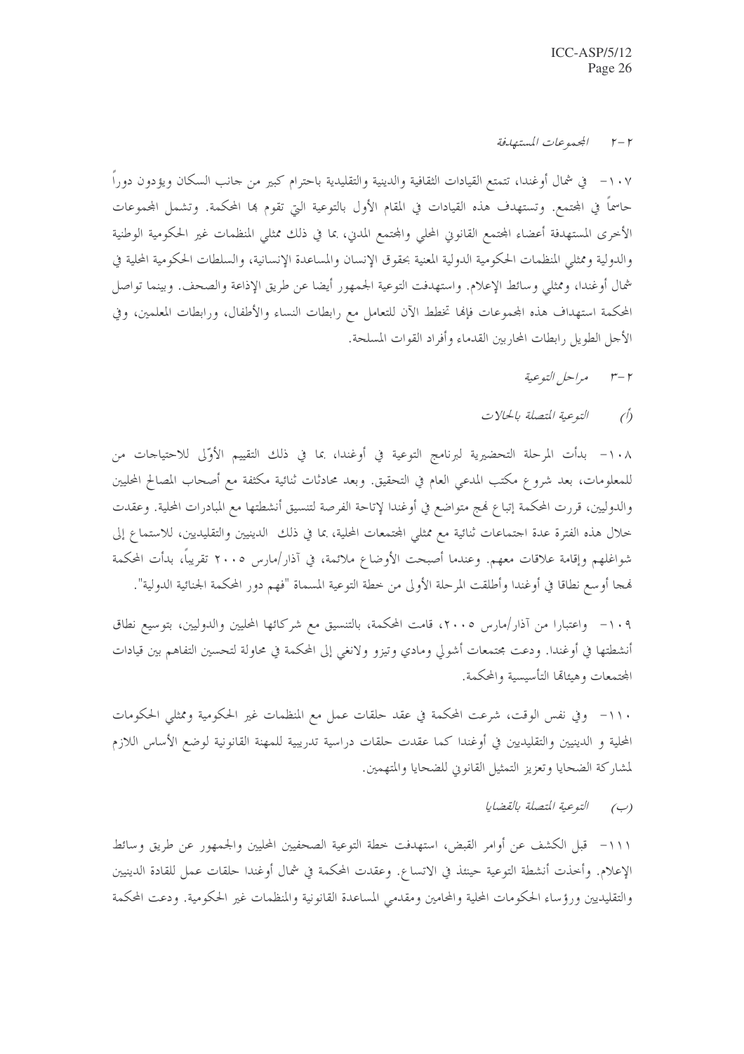### ٢-٢ المجموعات المستهدفة

١٠٧- في شمال أوغندا، تتمتع القيادات الثقافية والدينية والتقليدية باحترام كبير من جانب السكان ويؤدون دوراً حاسماً في المجتمع. وتستهدف هذه القيادات في المقام الأول بالتوعية التي تقوم بها المحكمة. وتشمل المجموعات الأخرى المستهدفة أعضاء المجتمع القانوني المحلي والمجتمع المدني، بما في ذلك ممثلي المنظمات غير الحكومية الوطنية والدولية وممثلي المنظمات الحكومية الدولية المعنية بحقوق الإنسان والمساعدة الإنسانية، والسلطات الحكومية المحلية في شمال أوغندا، وممثلي وسائط الإعلام. واستهدفت التوعية الجمهور أيضا عن طريق الإذاعة والصحف. وبينما تواصل المحكمة استهداف هذه المجموعات فإنها تخطط الآن للتعامل مع رابطات النساء والأطفال، ورابطات المعلمين، وفي الأجل الطويل رابطات المحاربين القدماء وأفراد القوات المسلحة.

### ٢-٣ مراحل التوعية

#### (أ) التوعية المتصلة بالحالات

١٠٨- بدأت المرحلة التحضيرية لبرنامج التوعية في أوغندا، بما في ذلك التقييم الأوّلي للاحتياجات من للمعلومات، بعد شروع مكتب المدعي العام في التحقيق. وبعد محادثات ثنائية مكثفة مع أصحاب المصالح المحليين والدوليين، قررت المحكمة إتباع نهج متواضع في أوغندا لإتاحة الفرصة لتنسيق أنشطتها مع المبادرات المحلية. وعقدت خلال هذه الفترة عدة اجتماعات ثنائية مع ممثلي المجتمعات المحلية، بما في ذلك الدينيين والتقليديين، للاستماع إلى شواغلهم وإقامة علاقات معهم. وعندما أصبحت الأوضاع ملائمة، في آذار/مارس ٢٠٠٥ تقريباً، بدأت المحكمة نهجا أوسع نطاقا في أوغندا وأطلقت المرحلة الأولى من خطة التوعية المسماة "فهم دور المحكمة الجنائية الدولية".

١٠٩- واعتبارا من آذار/مارس ٢٠٠٥، قامت المحكمة، بالتنسيق مع شركائها المحليين والدوليين، بتوسيع نطاق أنشطتها في أوغندا. ودعت مجتمعات أشولي ومادي وتيزو ولانغي إلى المحكمة في محاولة لتحسين التفاهم بين قيادات المجتمعات وهيئاتها التأسيسية والمحكمة.

١١٠- وفي نفس الوقت، شرعت المحكمة في عقد حلقات عمل مع المنظمات غير الحكومية وممثلي الحكومات المحلية و الدينيين والتقليديين في أوغندا كما عقدت حلقات دراسية تدريبية للمهنة القانونية لوضع الأساس اللازم لمشاركة الضحايا وتعزيز التمثيل القانوني للضحايا والمتهمين.

#### (ب) التوعية المتصلة بالقضايا

١١١- قبل الكشف عن أوامر القبض، استهدفت خطة التوعية الصحفيين المحليين والجمهور عن طريق وسائط الإعلام. وأخذت أنشطة التوعية حينئذ في الاتساع. وعقدت المحكمة في شمال أوغندا حلقات عمل للقادة الدينيين والتقليديين ورؤساء الحكومات المحلية والمحامين ومقدمي المساعدة القانونية والمنظمات غير الحكومية. ودعت المحكمة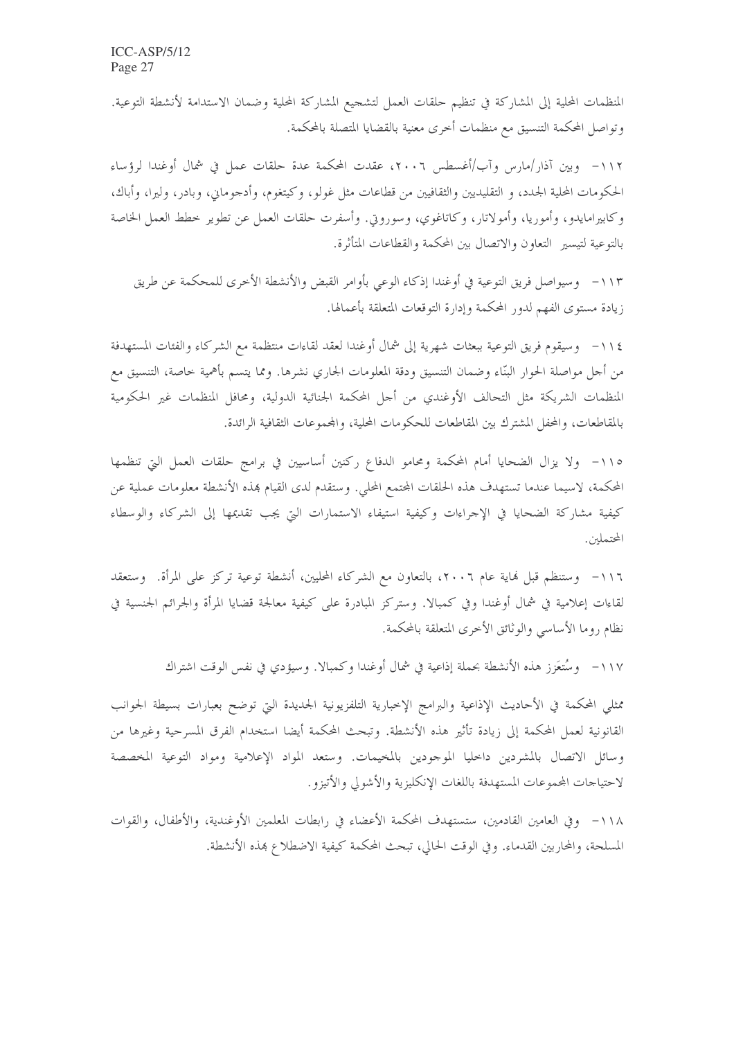المنظمات المحلية إلى المشاركة في تنظيم حلقات العمل لتشجيع المشاركة المحلية وضمان الاستدامة لأنشطة التوعية. وتواصل المحكمة التنسيق مع منظمات أخرى معنية بالقضايا المتصلة بالمحكمة.

١١٢- وبين آذار/مارس وآب/أغسطس ٢٠٠٦، عقدت المحكمة عدة حلقات عمل في شمال أوغندا لرؤساء الحكومات المحلية الجدد، و التقليديين والثقافيين من قطاعات مثل غولو، وكيتغوم، وأدجوماني، وبادر، وليرا، وأباك، وكابيرامايدو، وأموريا، وأمولاتار، وكاتاغوي، وسوروتي. وأسفرت حلقات العمل عن تطوير خطط العمل الخاصة بالتوعية لتيسير التعاون والاتصال بين المحكمة والقطاعات المتأثرة.

١١٣- وسيواصل فريق التوعية في أوغندا إذكاء الوعي بأوامر القبض والأنشطة الأخرى للمحكمة عن طريق زيادة مستوى الفهم لدور المحكمة وإدارة التوقعات المتعلقة بأعمالها.

١١٤- وسيقوم فريق التوعية ببعثات شهرية إلى شمال أوغندا لعقد لقاءات منتظمة مع الشركاء والفئات المستهدفة من أجل مواصلة الحوار البنّاء وضمان التنسيق ودقة المعلومات الجاري نشرها. ومما يتسم بأهمية خاصة، التنسيق مع المنظمات الشريكة مثل التحالف الأوغندي من أجل المحكمة الجنائية الدولية، ومحافل المنظمات غير الحكومية بالمقاطعات، والمحفل المشترك بين المقاطعات للحكومات المحلية، والمجموعات الثقافية الرائدة.

١١٥- ولا يزال الضحايا أمام المحكمة ومحامو الدفاع ركنين أساسيين في برامج حلقات العمل التي تنظمها المحكمة، لاسيما عندما تستهدف هذه الحلقات المجتمع المحلي. وستقدم لدى القيام بهذه الأنشطة معلومات عملية عن كيفية مشاركة الضحايا في الإجراءات وكيفية استيفاء الاستمارات التي يجب تقديمها إلى الشركاء والوسطاء المحتملين.

١١٦- وستنظم قبل نهاية عام ٢٠٠٦، بالتعاون مع الشركاء المحليين، أنشطة توعية تركز على المرأة. وستعقد لقاءات إعلامية في شمال أوغندا وفي كمبالا. وستركز المبادرة على كيفية معالجة قضايا المرأة والجرائم الجنسية في نظام روما الأساسي والوثائق الأخرى المتعلقة بالمحكمة.

١١٧- وسُتعَزز هذه الأنشطة بحملة إذاعية في شمال أوغندا وكمبالا. وسيؤدي في نفس الوقت اشتراك ممثلي المحكمة في الأحاديث الإذاعية والبرامج الإخبارية التلفزيونية الجديدة التي توضح بعبارات بسيطة الجوانب القانونية لعمل المحكمة إلى زيادة تأثير هذه الأنشطة. وتبحث المحكمة أيضا استخدام الفرق المسرحية وغيرها من وسائل الاتصال بالمشردين داخليا الموجودين بالمخيمات. وستعد المواد الإعلامية ومواد التوعية المخصصة لاحتياجات المجموعات المستهدفة باللغات الإنكليزية والأشولي والأتيزو.

١١٨- وفي العامين القادمين، ستستهدف المحكمة الأعضاء في رابطات المعلمين الأوغندية، والأطفال، والقوات المسلحة، والمحاربين القدماء. وفي الوقت الحالي، تبحث المحكمة كيفية الاضطلاع بهذه الأنشطة.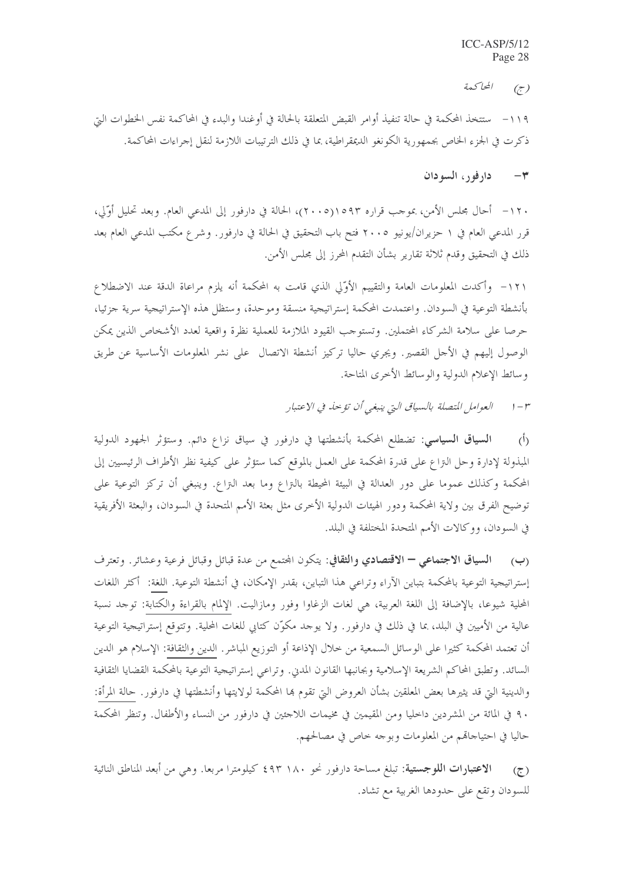(ج) المحاكمة

١١٩- ستتخذ المحكمة في حالة تنفيذ أوامر القبض المتعلقة بالحالة في أوغندا والبدء في المحاكمة نفس الخطوات التي ذكرت في الجزء الخاص بجمهورية الكونغو الديمقراطية، بما في ذلك الترتيبات اللازمة لنقل إجراءات المحاكمة.

## ٣- دارفور، السودان

١٢٠- أحال مجلس الأمن، بموجب قراره ١٥٩٣(٢٠٠٥)، الحالة في دارفور إلى المدعي العام. وبعد تحليل أوّلي، قرر المدعي العام في ١ حزيران/يونيو ٢٠٠٥ فتح باب التحقيق في الحالة في دارفور. وشرع مكتب المدعي العام بعد ذلك في التحقيق وقدم ثلاثة تقارير بشأن التقدم المحرز إلى مجلس الأمن.

١٢١- وأكدت المعلومات العامة والتقييم الأوّلي الذي قامت به المحكمة أنه يلزم مراعاة الدقة عند الاضطلاع بأنشطة التوعية في السودان. واعتمدت المحكمة إستراتيجية منسقة وموحدة، وستظل هذه الإستراتيجية سرية جزئيا، حرصا على سلامة الشركاء المحتملين. وتستوجب القيود الملازمة للعملية نظرة واقعية لعدد الأشخاص الذين يمكن الوصول إليهم في الأجل القصير. ويجري حاليا تركيز أنشطة الاتصال على نشر المعلومات الأساسية عن طريق وسائط الإعلام الدولية والوسائط الأخرى المتاحة.

### ٣-١ *العوامل المتصلة بالسياق التي ينبغي أن تؤخذ في الاعتبار*

(أ) **السياق السياسي**: تضطلع المحكمة بأنشطتها في دارفور في سياق نزاع دائم. وستؤثر الجهود الدولية المبذولة لإدارة وحل النزاع على قدرة المحكمة على العمل بالموقع كما ستؤثر على كيفية نظر الأطراف الرئيسيين إلى المحكمة وكذلك عموما على دور العدالة في البيئة المحيطة بالنزاع وما بعد النزاع. وينبغي أن تركز التوعية على توضيح الفرق بين ولاية المحكمة ودور الهيئات الدولية الأخرى مثل بعثة الأمم المتحدة في السودان، والبعثة الأفريقية في السودان، ووكالات الأمم المتحدة المختلفة في البلد.

(ب) **السياق الاجتماعي – الاقتصادي والثقافي**: يتكون المجتمع من عدة قبائل وقبائل فرعية وعشائر. وتعترف إستراتيجية التوعية بالمحكمة بتباين الآراء وتراعي هذا التباين، بقدر الإمكان، في أنشطة التوعية. اللغة: أكثر اللغات المحلية شيوعا، بالإضافة إلى اللغة العربية، هي لغات الزغاوا وفور ومازاليت. الإلمام بالقراءة والكتابة: توجد نسبة عالية من الأميين في البلد، بما في ذلك في دارفور. ولا يوجد مكوّن كتابي للغات المحلية. وتتوقع إستراتيجية التوعية أن تعتمد المحكمة كثيرا على الوسائل السمعية من خلال الإذاعة أو التوزيع المباشر. الدين والثقافة: الإسلام هو الدين السائد. وتطبق المحاكم الشريعة الإسلامية وبجانبها القانون المدني. وتراعي إستراتيجية التوعية بالمحكمة القضايا الثقافية والدينية التي قد يثيرها بعض المعلقين بشأن العروض التي تقوم بها المحكمة لولايتها وأنشطتها في دارفور. حالة المرأة: ٩٠ في المائة من المشردين داخليا ومن المقيمين في مخيمات اللاجئين في دارفور من النساء والأطفال. وتنظر المحكمة حاليا في احتياجاتهم من المعلومات وبوجه خاص في مصالحهم.

(ج) **الاعتبارات اللوجستية**: تبلغ مساحة دارفور نحو ١٨٠ ٤٩٣ كيلومترا مربعا. وهي من أبعد المناطق النائية للسودان وتقع على حدودها الغربية مع تشاد.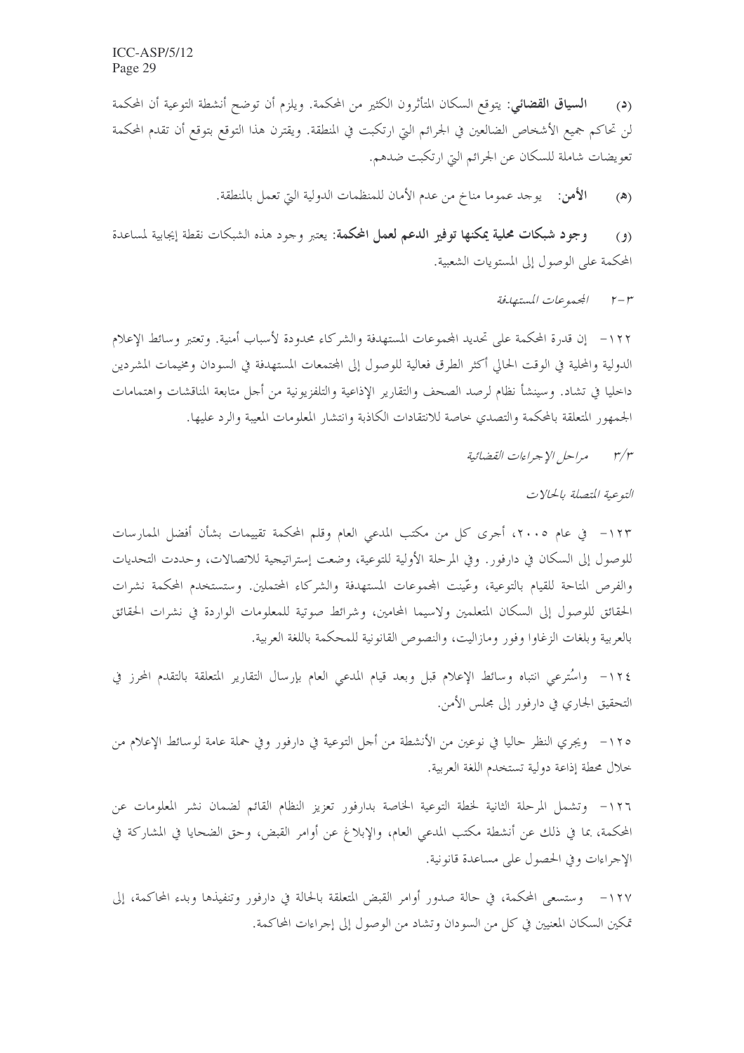(د) **السياق القضائي**: يتوقع السكان المتأثرون الكثير من المحكمة. ويلزم أن توضح أنشطة التوعية أن المحكمة لن تحاكم جميع الأشخاص الضالعين في الجرائم التي ارتكبت في المنطقة. ويقترن هذا التوقع بتوقع أن تقدم المحكمة تعويضات شاملة للسكان عن الجرائم التي ارتكبت ضدهم.

(هـ) **الأمن**: يوجد عموما مناخ من عدم الأمان للمنظمات الدولية التي تعمل بالمنطقة.

(و) **وجود شبكات محلية يمكنها توفير الدعم لعمل المحكمة**: يعتبر وجود هذه الشبكات نقطة إيجابية لمساعدة المحكمة على الوصول إلى المستويات الشعبية.

*٣-٢ المجموعات المستهدفة*

١٢٢- إن قدرة المحكمة على تحديد المجموعات المستهدفة والشركاء محدودة لأسباب أمنية. وتعتبر وسائط الإعلام الدولية والمحلية في الوقت الحالي أكثر الطرق فعالية للوصول إلى المجتمعات المستهدفة في السودان ومخيمات المشردين داخليا في تشاد. وسينشأ نظام لرصد الصحف والتقارير الإذاعية والتلفزيونية من أجل متابعة المناقشات واهتمامات الجمهور المتعلقة بالمحكمة والتصدي خاصة للانتقادات الكاذبة وانتشار المعلومات المعيبة والرد عليها.

*٣/٣ مراحل الإجراءات القضائية*

*التوعية المتصلة بالحالات*

١٢٣- في عام ٢٠٠٥، أجرى كل من مكتب المدعي العام وقلم المحكمة تقييمات بشأن أفضل الممارسات للوصول إلى السكان في دارفور. وفي المرحلة الأولية للتوعية، وضعت إستراتيجية للاتصالات، وحددت التحديات والفرص المتاحة للقيام بالتوعية، وعيّنت المجموعات المستهدفة والشركاء المحتملين. وستستخدم المحكمة نشرات الحقائق للوصول إلى السكان المتعلمين ولاسيما المحامين، وشرائط صوتية للمعلومات الواردة في نشرات الحقائق بالعربية وبلغات الزغاوا وفور ومازاليت، والنصوص القانونية للمحكمة باللغة العربية.

١٢٤- واستُرعي انتباه وسائط الإعلام قبل وبعد قيام المدعي العام بإرسال التقارير المتعلقة بالتقدم المحرز في التحقيق الجاري في دارفور إلى مجلس الأمن.

١٢٥- ويجري النظر حاليا في نوعين من الأنشطة من أجل التوعية في دارفور وفي حملة عامة لوسائط الإعلام من خلال محطة إذاعة دولية تستخدم اللغة العربية.

١٢٦- وتشمل المرحلة الثانية لخطة التوعية الخاصة بدارفور تعزيز النظام القائم لضمان نشر المعلومات عن المحكمة، بما في ذلك عن أنشطة مكتب المدعي العام، والإبلاغ عن أوامر القبض، وحق الضحايا في المشاركة في الإجراءات وفي الحصول على مساعدة قانونية.

١٢٧- وستسعى المحكمة، في حالة صدور أوامر القبض المتعلقة بالحالة في دارفور وتنفيذها وبدء المحاكمة، إلى تمكين السكان المعنيين في كل من السودان وتشاد من الوصول إلى إجراءات المحاكمة.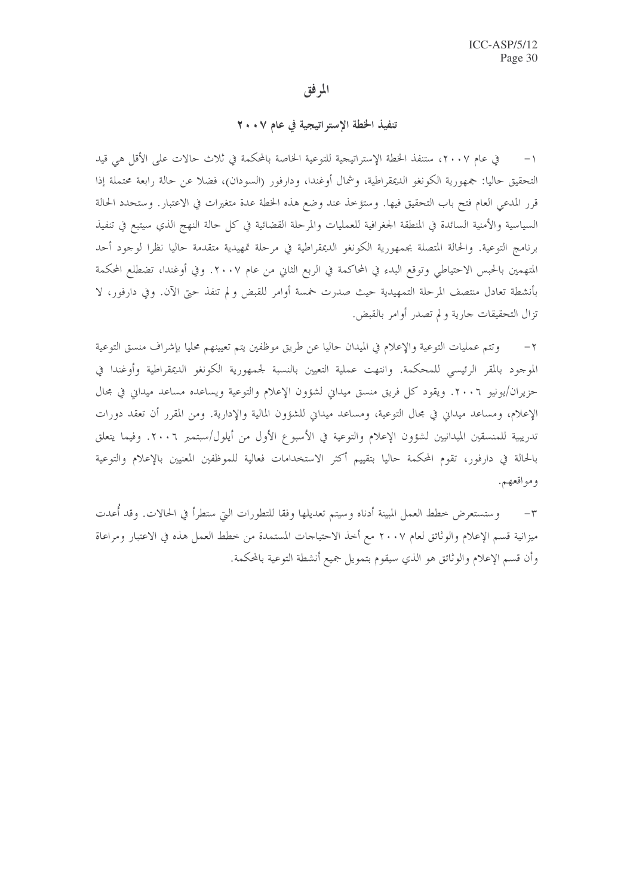# المرفق

## تنفيذ الخطة الإستراتيجية في عام ٢٠٠٧

١- في عام ٢٠٠٧، ستنفذ الخطة الإستراتيجية للتوعية الخاصة بالمحكمة في ثلاث حالات على الأقل هي قيد التحقيق حاليا: جمهورية الكونغو الديمقراطية، وشمال أوغندا، ودارفور (السودان)، فضلا عن حالة رابعة محتملة إذا قرر المدعي العام فتح باب التحقيق فيها. وستؤخذ عند وضع هذه الخطة عدة متغيرات في الاعتبار. وستحدد الحالة السياسية والأمنية السائدة في المنطقة الجغرافية للعمليات والمرحلة القضائية في كل حالة النهج الذي سيتبع في تنفيذ برنامج التوعية. والحالة المتصلة بجمهورية الكونغو الديمقراطية في مرحلة تمهيدية متقدمة حاليا نظرا لوجود أحد المتهمين بالحبس الاحتياطي وتوقع البدء في المحاكمة في الربع الثاني من عام ٢٠٠٧. وفي أوغندا، تضطلع المحكمة بأنشطة تعادل منتصف المرحلة التمهيدية حيث صدرت خمسة أوامر للقبض و لم تنفذ حتى الآن. وفي دارفور، لا تزال التحقيقات جارية و لم تصدر أوامر بالقبض.

٢- وتتم عمليات التوعية والإعلام في الميدان حاليا عن طريق موظفين يتم تعيينهم محليا بإشراف منسق التوعية الموجود بالمقر الرئيسي للمحكمة. وانتهت عملية التعيين بالنسبة لجمهورية الكونغو الديمقراطية وأوغندا في حزيران/يونيو ٢٠٠٦. ويقود كل فريق منسق ميداني لشؤون الإعلام والتوعية ويساعده مساعد ميداني في مجال الإعلام، ومساعد ميداني في مجال التوعية، ومساعد ميداني للشؤون المالية والإدارية. ومن المقرر أن تعقد دورات تدريبية للمنسقين الميدانيين لشؤون الإعلام والتوعية في الأسبوع الأول من أيلول/سبتمبر ٢٠٠٦. وفيما يتعلق بالحالة في دارفور، تقوم المحكمة حاليا بتقييم أكثر الاستخدامات فعالية للموظفين المعنيين بالإعلام والتوعية ومواقعهم.

٣- وستستعرض خطط العمل المبينة أدناه وسيتم تعديلها وفقا للتطورات التي ستطرأ في الحالات. وقد أُعدت ميزانية قسم الإعلام والوثائق لعام ٢٠٠٧ مع أخذ الاحتياجات المستمدة من خطط العمل هذه في الاعتبار ومراعاة وأن قسم الإعلام والوثائق هو الذي سيقوم بتمويل جميع أنشطة التوعية بالمحكمة.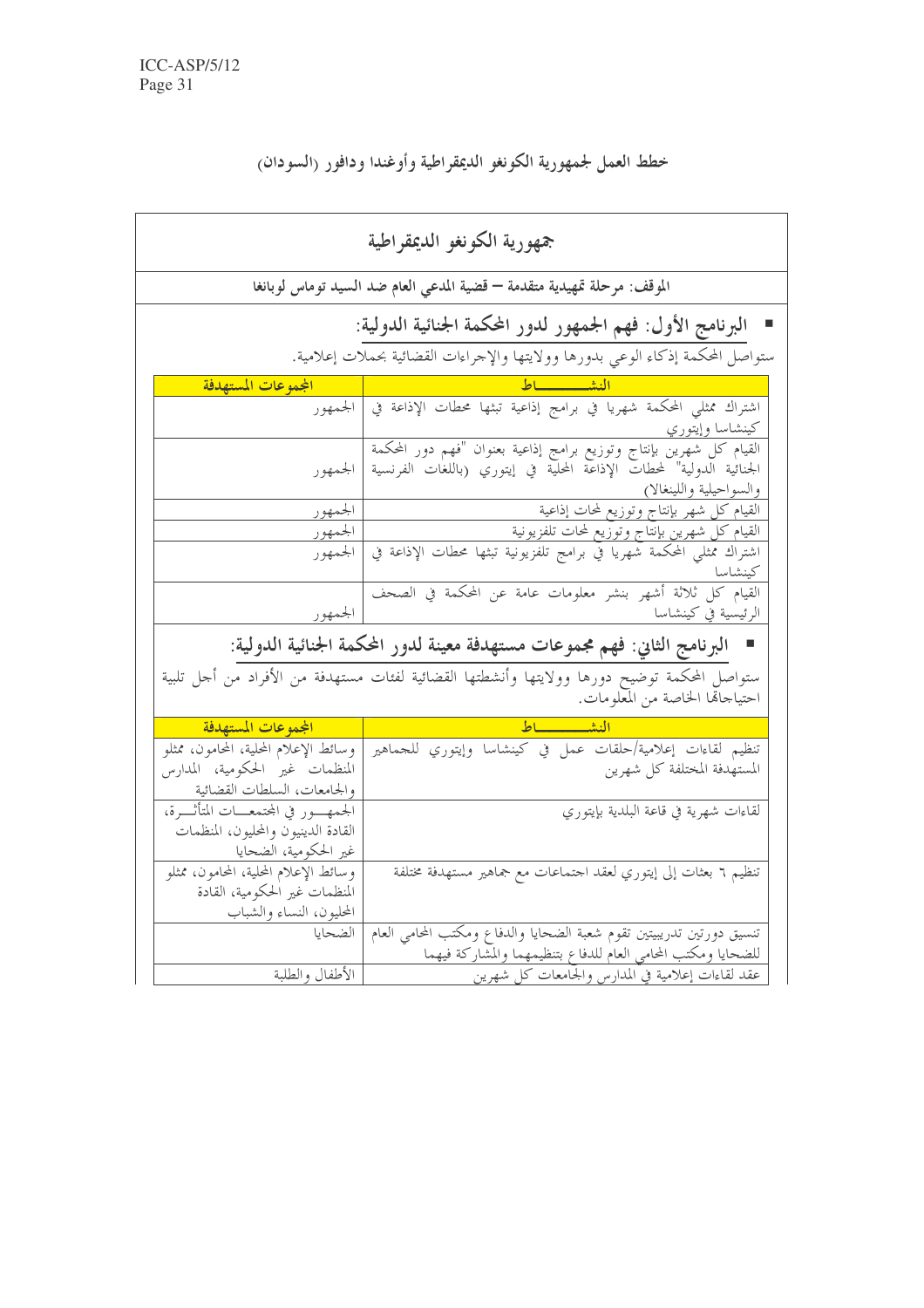## خطط العمل لجمهورية الكونغو الديمقراطية وأوغندا ودافور (السودان)

### جمهورية الكونغو الديمقراطية

**الموقف: مرحلة تمهيدية متقدمة – قضية المدعي العام ضد السيد توماس لوبانغا**

- **البرنامج الأول: فهم الجمهور لدور المحكمة الجنائية الدولية:**

ستواصل المحكمة إذكاء الوعي بدورها وولايتها والإجراءات القضائية بحملات إعلامية.

| النشـــــــــاط | المجموعات المستهدفة |
|---|---|
| اشتراك ممثلي المحكمة شهريا في برامج إذاعية تبثها محطات الإذاعة في كينشاسا وإيتوري | الجمهور |
| القيام كل شهرين بإنتاج وتوزيع برامج إذاعية بعنوان "فهم دور المحكمة الجنائية الدولية" لمحطات الإذاعة المحلية في إيتوري (باللغات الفرنسية والسواحيلية واللينغالا) | الجمهور |
| القيام كل شهر بإنتاج وتوزيع لمحات إذاعية | الجمهور |
| القيام كل شهرين بإنتاج وتوزيع لمحات تلفزيونية | الجمهور |
| اشتراك ممثلي المحكمة شهريا في برامج تلفزيونية تبثها محطات الإذاعة في كينشاسا | الجمهور |
| القيام كل ثلاثة أشهر بنشر معلومات عامة عن المحكمة في الصحف الرئيسية في كينشاسا | الجمهور |

- **البرنامج الثاني: فهم مجموعات مستهدفة معينة لدور المحكمة الجنائية الدولية:**

ستواصل المحكمة توضيح دورها وولايتها وأنشطتها القضائية لفئات مستهدفة من الأفراد من أجل تلبية احتياجاتها الخاصة من المعلومات.

| النشـــــــــاط | المجموعات المستهدفة |
|---|---|
| تنظيم لقاءات إعلامية/حلقات عمل في كينشاسا وإيتوري للجماهير المستهدفة المختلفة كل شهرين | وسائط الإعلام المحلية، المحامون، ممثلو المنظمات غير الحكومية، المدارس والجامعات، السلطات القضائية |
| لقاءات شهرية في قاعة البلدية بإيتوري | الجمهـور في المجتمعات المتأثرة، القادة الدينيون والمحليون، المنظمات غير الحكومية، الضحايا |
| تنظيم ٦ بعثات إلى إيتوري لعقد اجتماعات مع جماهير مستهدفة مختلفة | وسائط الإعلام المحلية، المحامون، ممثلو المنظمات غير الحكومية، القادة المحليون، النساء والشباب |
| تنسيق دورتين تدريبيتين تقوم شعبة الضحايا والدفاع ومكتب المحامي العام للضحايا ومكتب المحامي العام للدفاع بتنظيمهما والمشاركة فيهما | الضحايا |
| عقد لقاءات إعلامية في المدارس والجامعات كل شهرين | الأطفال والطلبة |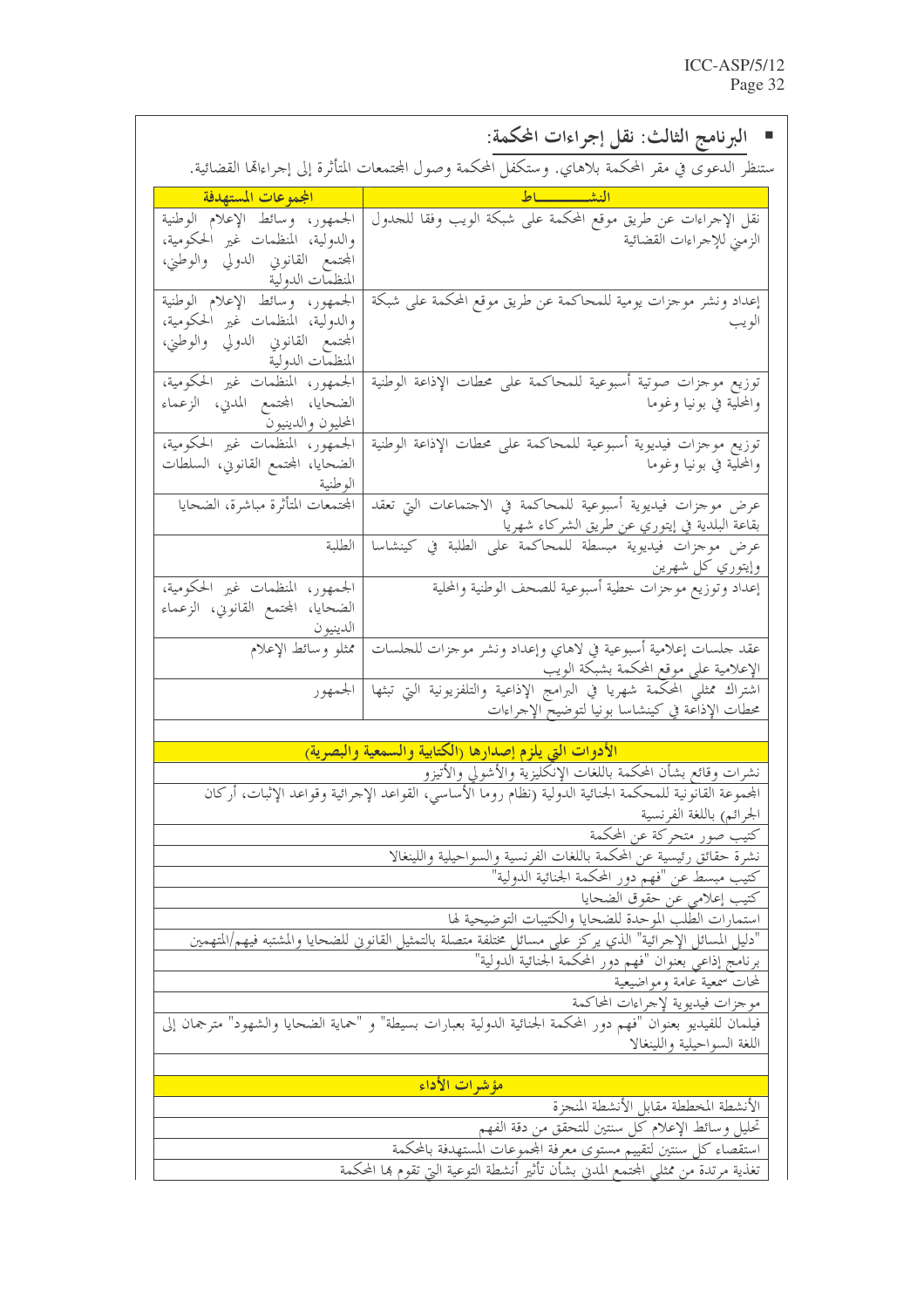- **البرنامج الثالث: نقل إجراءات المحكمة:**

ستنظر الدعوى في مقر المحكمة بلاهاي. وستكفل المحكمة وصول المجتمعات المتأثرة إلى إجراءاتها القضائية.

| النشـــــــــاط | المجموعات المستهدفة |
|---|---|
| نقل الإجراءات عن طريق موقع المحكمة على شبكة الويب وفقا للجدول الزمني للإجراءات القضائية | الجمهور، وسائط الإعلام الوطنية والدولية، المنظمات غير الحكومية، المجتمع القانوني الدولي والوطني، المنظمات الدولية |
| إعداد ونشر موجزات يومية للمحاكمة عن طريق موقع المحكمة على شبكة الويب | الجمهور، وسائط الإعلام الوطنية والدولية، المنظمات غير الحكومية، المجتمع القانوني الدولي والوطني، المنظمات الدولية |
| توزيع موجزات صوتية أسبوعية للمحاكمة على محطات الإذاعة الوطنية والمحلية في بونيا وغوما | الجمهور، المنظمات غير الحكومية، الضحايا، المجتمع المدني، الزعماء المحليون والدينيون |
| توزيع موجزات فيديوية أسبوعية للمحاكمة على محطات الإذاعة الوطنية والمحلية في بونيا وغوما | الجمهور، المنظمات غير الحكومية، الضحايا، المجتمع القانوني، السلطات الوطنية |
| عرض موجزات فيديوية أسبوعية للمحاكمة في الاجتماعات التي تعقد بقاعة البلدية في إيتوري عن طريق الشركاء شهريا | المجتمعات المتأثرة مباشرة، الضحايا |
| عرض موجزات فيديوية مبسطة للمحاكمة على الطلبة في كينشاسا وإيتوري كل شهرين | الطلبة |
| إعداد وتوزيع موجزات خطية أسبوعية للصحف الوطنية والمحلية | الجمهور، المنظمات غير الحكومية، الضحايا، المجتمع القانوني، الزعماء الدينيون |
| عقد جلسات إعلامية أسبوعية في لاهاي وإعداد ونشر موجزات للجلسات الإعلامية على موقع المحكمة بشبكة الويب | ممثلو وسائط الإعلام |
| اشتراك ممثلي المحكمة شهريا في البرامج الإذاعية والتلفزيونية التي تبثها محطات الإذاعة في كينشاسا بونيا لتوضيح الإجراءات | الجمهور |

| الأدوات التي يلزم إصدارها (الكتابية والسمعية والبصرية) |
|---|
| نشرات وقائع بشأن المحكمة باللغات الإنكليزية والأشولي والأتيزو |
| المجموعة القانونية للمحكمة الجنائية الدولية (نظام روما الأساسي، القواعد الإجرائية وقواعد الإثبات، أركان الجرائم) باللغة الفرنسية |
| كتيب صور متحركة عن المحكمة |
| نشرة حقائق رئيسية عن المحكمة باللغات الفرنسية والسواحيلية واللينغالا |
| كتيب مبسط عن "فهم دور المحكمة الجنائية الدولية" |
| كتيب إعلامي عن حقوق الضحايا |
| استمارات الطلب الموحدة للضحايا والكتيبات التوضيحية لها |
| "دليل المسائل الإجرائية" الذي يركز على مسائل مختلفة متصلة بالتمثيل القانوني للضحايا والمشتبه فيهم/المتهمين |
| برنامج إذاعي بعنوان "فهم دور المحكمة الجنائية الدولية" |
| لمحات سمعية عامة ومواضيعية |
| موجزات فيديوية لإجراءات المحاكمة |
| فيلمان للفيديو بعنوان "فهم دور المحكمة الجنائية الدولية بعبارات بسيطة" و "حماية الضحايا والشهود" مترجمان إلى اللغة السواحيلية واللينغالا |

| مؤشرات الأداء |
|---|
| الأنشطة المخططة مقابل الأنشطة المنجزة |
| تحليل وسائط الإعلام كل سنتين للتحقق من دقة الفهم |
| استقصاء كل سنتين لتقييم مستوى معرفة المجموعات المستهدفة بالمحكمة |
| تغذية مرتدة من ممثلي المجتمع المدني بشأن تأثير أنشطة التوعية التي تقوم بها المحكمة |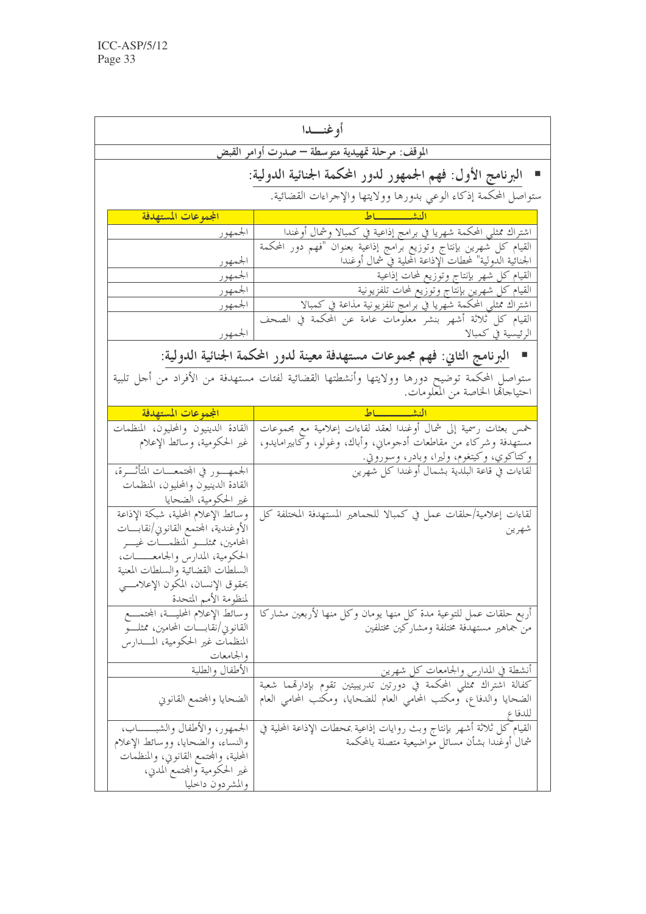## أوغنــدا

**الموقف: مرحلة تمهيدية متوسطة – صدرت أوامر القبض**

### ▪ البرنامج الأول: فهم الجمهور لدور المحكمة الجنائية الدولية:

ستواصل المحكمة إذكاء الوعي بدورها وولايتها والإجراءات القضائية.

| النشـــــــــاط | المجموعات المستهدفة |
|---|---|
| اشتراك ممثلي المحكمة شهريا في برامج إذاعية في كمبالا وشمال أوغندا | الجمهور |
| القيام كل شهرين بإنتاج وتوزيع برامج إذاعية بعنوان "فهم دور المحكمة الجنائية الدولية" لمحطات الإذاعة المحلية في شمال أوغندا | الجمهور |
| القيام كل شهر بإنتاج وتوزيع لمحات إذاعية | الجمهور |
| القيام كل شهرين بإنتاج وتوزيع لمحات تلفزيونية | الجمهور |
| اشتراك ممثلي المحكمة شهريا في برامج تلفزيونية مذاعة في كمبالا | الجمهور |
| القيام كل ثلاثة أشهر بنشر معلومات عامة عن المحكمة في الصحف الرئيسية في كمبالا | الجمهور |

### ▪ البرنامج الثاني: فهم مجموعات مستهدفة معينة لدور المحكمة الجنائية الدولية:

ستواصل المحكمة توضيح دورها وولايتها وأنشطتها القضائية لفئات مستهدفة من الأفراد من أجل تلبية احتياجاتها الخاصة من المعلومات.

| النشـــــــــاط | المجموعات المستهدفة |
|---|---|
| خمس بعثات رسمية إلى شمال أوغندا لعقد لقاءات إعلامية مع مجموعات مستهدفة وشركاء من مقاطعات أدجوماني، وأباك، وغولو، وكابيرامايدو، وكتاكوي، وكيتغوم، وليرا، وبادر، وسوروتي. | القادة الدينيون والمحليون، المنظمات غير الحكومية، وسائط الإعلام |
| لقاءات في قاعة البلدية بشمال أوغندا كل شهرين | الجمهـــور في المجتمعـــات المتأثـــرة، القادة الدينيون والمحليون، المنظمات غير الحكومية، الضحايا |
| لقاءات إعلامية/حلقات عمل في كمبالا للجماهير المستهدفة المختلفة كل شهرين | وسائط الإعلام المحلية، شبكة الإذاعة الأوغندية، المجتمع القانوني/نقابـــات المحامين، ممثلـــو المنظمـــات غيـــر الحكومية، المدارس والجامعـــــات، السلطات القضائية والسلطات المعنية بحقوق الإنسان، المكون الإعلامـــي لمنظومة الأمم المتحدة |
| أربع حلقات عمل للتوعية مدة كل منها يومان وكل منها لأربعين مشاركا من جماهير مستهدفة مختلفة ومشاركين مختلفين | وسائط الإعلام المحليـــة، المجتمـــع القانوني/نقابـــات المحامين، ممثلـــو المنظمات غير الحكومية، المـــدارس والجامعات |
| أنشطة في المدارس والجامعات كل شهرين | الأطفال والطلبة |
| كفالة اشتراك ممثلي المحكمة في دورتين تدريبيتين تقوم بإدارهما شعبة الضحايا والدفاع، ومكتب المحامي العام للضحايا، ومكتب المحامي العام للدفاع | الضحايا والمجتمع القانوني |
| القيام كل ثلاثة أشهر بإنتاج وبث روايات إذاعية بمحطات الإذاعة المحلية في شمال أوغندا بشأن مسائل مواضيعية متصلة بالمحكمة | الجمهور، والأطفال والشبـــــــاب، والنساء، والضحايا، ووسائط الإعلام المحلية، والمجتمع القانوني، والمنظمات غير الحكومية والمجتمع المدني، والمشردون داخليا |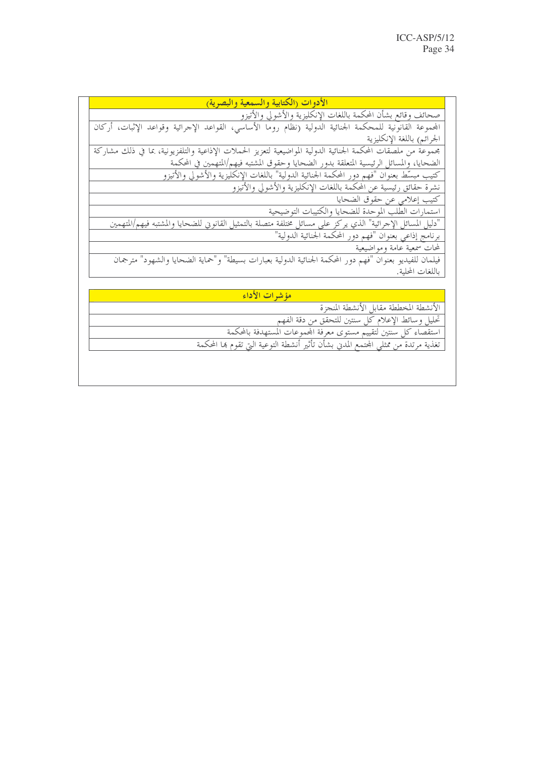| الأدوات (الكتابية والسمعية والبصرية) |
| --- |
| صحائف وقائع بشأن المحكمة باللغات الإنكليزية والأشولي والأتيزو |
| المجموعة القانونية للمحكمة الجنائية الدولية (نظام روما الأساسي، القواعد الإجرائية وقواعد الإثبات، أركان الجرائم) باللغة الإنكليزية |
| مجموعة من ملصقات المحكمة الجنائية الدولية المواضيعية لتعزيز الحملات الإذاعية والتلفزيونية، بما في ذلك مشاركة الضحايا، والمسائل الرئيسية المتعلقة بدور الضحايا وحقوق المشتبه فيهم/المتهمين في المحكمة |
| كتيب مبسّط بعنوان "فهم دور المحكمة الجنائية الدولية" باللغات الإنكليزية والأشولي والأتيزو |
| نشرة حقائق رئيسية عن المحكمة باللغات الإنكليزية والأشولي والأتيزو |
| كتيب إعلامي عن حقوق الضحايا |
| استمارات الطلب الموحدة للضحايا والكتيبات التوضيحية |
| "دليل المسائل الإجرائية" الذي يركز على مسائل مختلفة متصلة بالتمثيل القانوني للضحايا والمشتبه فيهم/المتهمين |
| برنامج إذاعي بعنوان "فهم دور المحكمة الجنائية الدولية" |
| لمحات سمعية عامة ومواضيعية |
| فيلمان للفيديو بعنوان "فهم دور المحكمة الجنائية الدولية بعبارات بسيطة" و"حماية الضحايا والشهود" مترجمان باللغات المحلية. |

| مؤشرات الأداء |
| --- |
| الأنشطة المخططة مقابل الأنشطة المنجزة |
| تحليل وسائط الإعلام كل سنتين للتحقق من دقة الفهم |
| استقصاء كل سنتين لتقييم مستوى معرفة المجموعات المستهدفة بالمحكمة |
| تغذية مرتدة من ممثلي المجتمع المدني بشأن تأثير أنشطة التوعية التي تقوم بها المحكمة |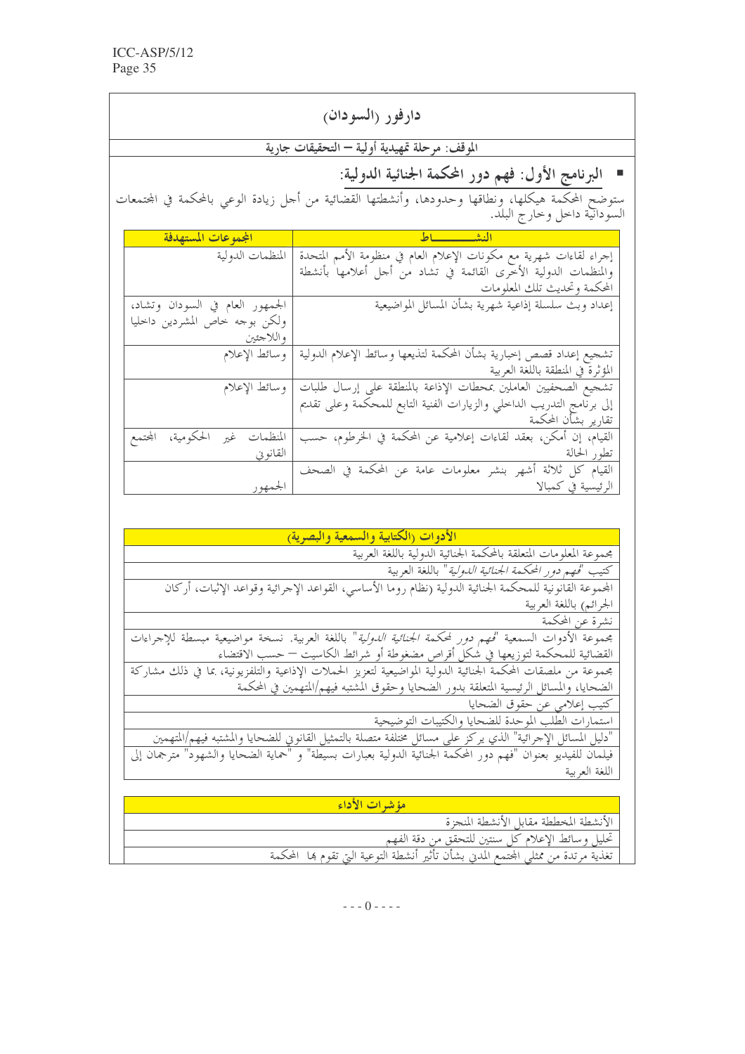## دارفور (السودان)

**الموقف: مرحلة تمهيدية أولية – التحقيقات جارية**

### ▪ البرنامج الأول: فهم دور المحكمة الجنائية الدولية:

ستوضح المحكمة هيكلها، ونطاقها وحدودها، وأنشطتها القضائية من أجل زيادة الوعي بالمحكمة في المجتمعات السودانية داخل وخارج البلد.

| النشــــــــاط | المجموعات المستهدفة |
|---|---|
| إجراء لقاءات شهرية مع مكونات الإعلام العام في منظومة الأمم المتحدة والمنظمات الدولية الأخرى القائمة في تشاد من أجل أعلامها بأنشطة المحكمة وتحديث تلك المعلومات | المنظمات الدولية |
| إعداد وبث سلسلة إذاعية شهرية بشأن المسائل المواضيعية | الجمهور العام في السودان وتشاد، ولكن بوجه خاص المشردين داخليا واللاجئين |
| تشجيع إعداد قصص إخبارية بشأن المحكمة لتذيعها وسائط الإعلام الدولية المؤثرة في المنطقة باللغة العربية | وسائط الإعلام |
| تشجيع الصحفيين العاملين بمحطات الإذاعة بالمنطقة على إرسال طلبات إلى برنامج التدريب الداخلي والزيارات الفنية التابع للمحكمة وعلى تقديم تقارير بشأن المحكمة | وسائط الإعلام |
| القيام، إن أمكن، بعقد لقاءات إعلامية عن المحكمة في الخرطوم، حسب تطور الحالة | المنظمات غير الحكومية، المجتمع القانوني |
| القيام كل ثلاثة أشهر بنشر معلومات عامة عن المحكمة في الصحف الرئيسية في كمبالا | الجمهور |

| الأدوات (الكتابية والسمعية والبصرية) |
|---|
| مجموعة المعلومات المتعلقة بالمحكمة الجنائية الدولية باللغة العربية |
| كتيب "*فهم دور المحكمة الجنائية الدولية*" باللغة العربية |
| المجموعة القانونية للمحكمة الجنائية الدولية (نظام روما الأساسي، القواعد الإجرائية وقواعد الإثبات، أركان الجرائم) باللغة العربية |
| نشرة عن المحكمة |
| مجموعة الأدوات السمعية "*فهم دور المحكمة الجنائية الدولية*" باللغة العربية. نسخة مواضيعية مبسطة للإجراءات القضائية للمحكمة لتوزيعها في شكل أقراص مضغوطة أو شرائط الكاسيت – حسب الاقتضاء |
| مجموعة من ملصقات المحكمة الجنائية الدولية المواضيعية لتعزيز الحملات الإذاعية والتلفزيونية، بما في ذلك مشاركة الضحايا، والمسائل الرئيسية المتعلقة بدور الضحايا وحقوق المشتبه فيهم/المتهمين في المحكمة |
| كتيب إعلامي عن حقوق الضحايا |
| استمارات الطلب الموحدة للضحايا والكتيبات التوضيحية |
| "دليل المسائل الإجرائية" الذي يركز على مسائل مختلفة متصلة بالتمثيل القانوني للضحايا والمشتبه فيهم/المتهمين |
| فيلمان للفيديو بعنوان "فهم دور المحكمة الجنائية الدولية بعبارات بسيطة" و "حماية الضحايا والشهود" مترجمان إلى اللغة العربية |

| مؤشرات الأداء |
|---|
| الأنشطة المخططة مقابل الأنشطة المنجزة |
| تحليل وسائط الإعلام كل سنتين للتحقق من دقة الفهم |
| تغذية مرتدة من ممثلي المجتمع المدني بشأن تأثير أنشطة التوعية التي تقوم بها المحكمة |

---0----